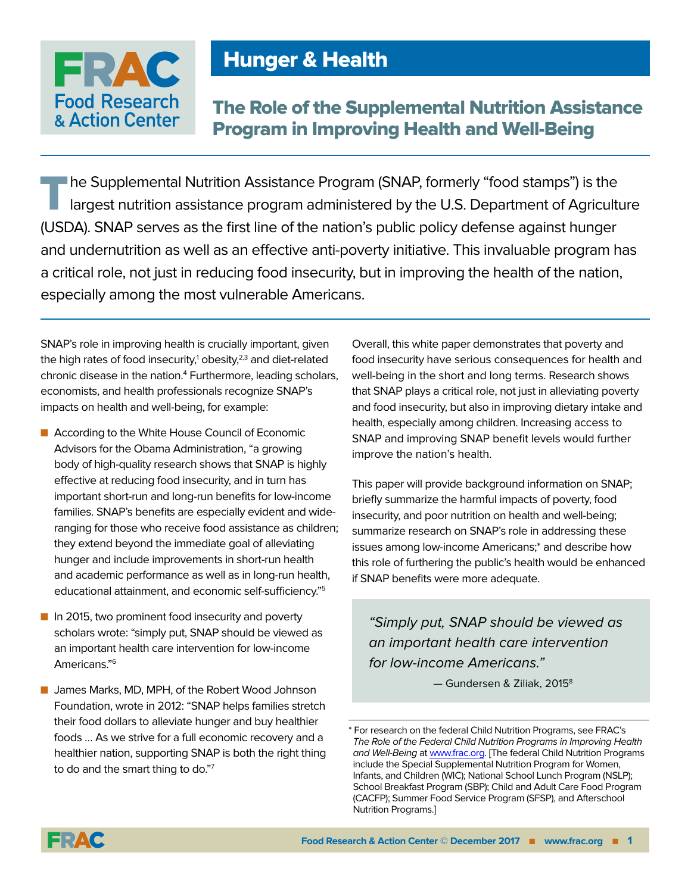FRAC Food Research & Action Center

# Hunger & Health

## The Role of the Supplemental Nutrition Assistance Program in Improving Health and Well-Being

The Supplemental Nutrition Assistance Program (SNAP, formerly "food stamps") is the largest nutrition assistance program administered by the U.S. Department of Agriculture (USDA). SNAP serves as the first line of the nation's public policy defense against hunger and undernutrition as well as an effective anti-poverty initiative. This invaluable program has a critical role, not just in reducing food insecurity, but in improving the health of the nation, especially among the most vulnerable Americans.

SNAP's role in improving health is crucially important, given the high rates of food insecurity,[1] obesity,[2,3] and diet-related chronic disease in the nation.[4] Furthermore, leading scholars, economists, and health professionals recognize SNAP's impacts on health and well-being, for example:

- According to the White House Council of Economic Advisors for the Obama Administration, "a growing body of high-quality research shows that SNAP is highly effective at reducing food insecurity, and in turn has important short-run and long-run benefits for low-income families. SNAP's benefits are especially evident and wide-ranging for those who receive food assistance as children; they extend beyond the immediate goal of alleviating hunger and include improvements in short-run health and academic performance as well as in long-run health, educational attainment, and economic self-sufficiency."[5]
- In 2015, two prominent food insecurity and poverty scholars wrote: "simply put, SNAP should be viewed as an important health care intervention for low-income Americans."[6]
- James Marks, MD, MPH, of the Robert Wood Johnson Foundation, wrote in 2012: "SNAP helps families stretch their food dollars to alleviate hunger and buy healthier foods … As we strive for a full economic recovery and a healthier nation, supporting SNAP is both the right thing to do and the smart thing to do."[7]

Overall, this white paper demonstrates that poverty and food insecurity have serious consequences for health and well-being in the short and long terms. Research shows that SNAP plays a critical role, not just in alleviating poverty and food insecurity, but also in improving dietary intake and health, especially among children. Increasing access to SNAP and improving SNAP benefit levels would further improve the nation's health.

This paper will provide background information on SNAP; briefly summarize the harmful impacts of poverty, food insecurity, and poor nutrition on health and well-being; summarize research on SNAP's role in addressing these issues among low-income Americans;* and describe how this role of furthering the public's health would be enhanced if SNAP benefits were more adequate.

> *"Simply put, SNAP should be viewed as an important health care intervention for low-income Americans."*
>
> — Gundersen & Ziliak, 2015[8]

\* For research on the federal Child Nutrition Programs, see FRAC's *The Role of the Federal Child Nutrition Programs in Improving Health and Well-Being* at www.frac.org. [The federal Child Nutrition Programs include the Special Supplemental Nutrition Program for Women, Infants, and Children (WIC); National School Lunch Program (NSLP); School Breakfast Program (SBP); Child and Adult Care Food Program (CACFP); Summer Food Service Program (SFSP), and Afterschool Nutrition Programs.]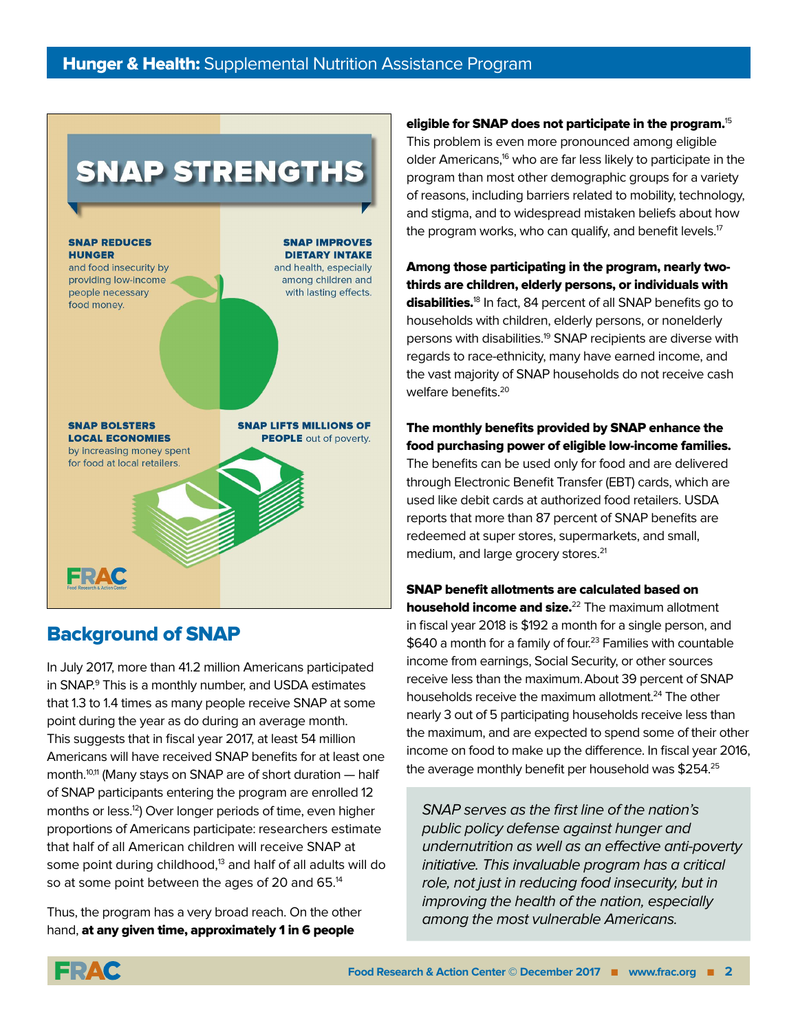## SNAP STRENGTHS

**SNAP REDUCES HUNGER** and food insecurity by providing low-income people necessary food money.

**SNAP IMPROVES DIETARY INTAKE** and health, especially among children and with lasting effects.

**SNAP BOLSTERS LOCAL ECONOMIES** by increasing money spent for food at local retailers.

**SNAP LIFTS MILLIONS OF PEOPLE** out of poverty.

## Background of SNAP

In July 2017, more than 41.2 million Americans participated in SNAP.[9] This is a monthly number, and USDA estimates that 1.3 to 1.4 times as many people receive SNAP at some point during the year as do during an average month. This suggests that in fiscal year 2017, at least 54 million Americans will have received SNAP benefits for at least one month.[10,11] (Many stays on SNAP are of short duration — half of SNAP participants entering the program are enrolled 12 months or less.[12]) Over longer periods of time, even higher proportions of Americans participate: researchers estimate that half of all American children will receive SNAP at some point during childhood,[13] and half of all adults will do so at some point between the ages of 20 and 65.[14]

Thus, the program has a very broad reach. On the other hand, **at any given time, approximately 1 in 6 people eligible for SNAP does not participate in the program.**[15] This problem is even more pronounced among eligible older Americans,[16] who are far less likely to participate in the program than most other demographic groups for a variety of reasons, including barriers related to mobility, technology, and stigma, and to widespread mistaken beliefs about how the program works, who can qualify, and benefit levels.[17]

**Among those participating in the program, nearly two-thirds are children, elderly persons, or individuals with disabilities.**[18] In fact, 84 percent of all SNAP benefits go to households with children, elderly persons, or nonelderly persons with disabilities.[19] SNAP recipients are diverse with regards to race-ethnicity, many have earned income, and the vast majority of SNAP households do not receive cash welfare benefits.[20]

**The monthly benefits provided by SNAP enhance the food purchasing power of eligible low-income families.** The benefits can be used only for food and are delivered through Electronic Benefit Transfer (EBT) cards, which are used like debit cards at authorized food retailers. USDA reports that more than 87 percent of SNAP benefits are redeemed at super stores, supermarkets, and small, medium, and large grocery stores.[21]

**SNAP benefit allotments are calculated based on household income and size.**[22] The maximum allotment in fiscal year 2018 is $192 a month for a single person, and $640 a month for a family of four.[23] Families with countable income from earnings, Social Security, or other sources receive less than the maximum. About 39 percent of SNAP households receive the maximum allotment.[24] The other nearly 3 out of 5 participating households receive less than the maximum, and are expected to spend some of their other income on food to make up the difference. In fiscal year 2016, the average monthly benefit per household was $254.[25]

*SNAP serves as the first line of the nation's public policy defense against hunger and undernutrition as well as an effective anti-poverty initiative. This invaluable program has a critical role, not just in reducing food insecurity, but in improving the health of the nation, especially among the most vulnerable Americans.*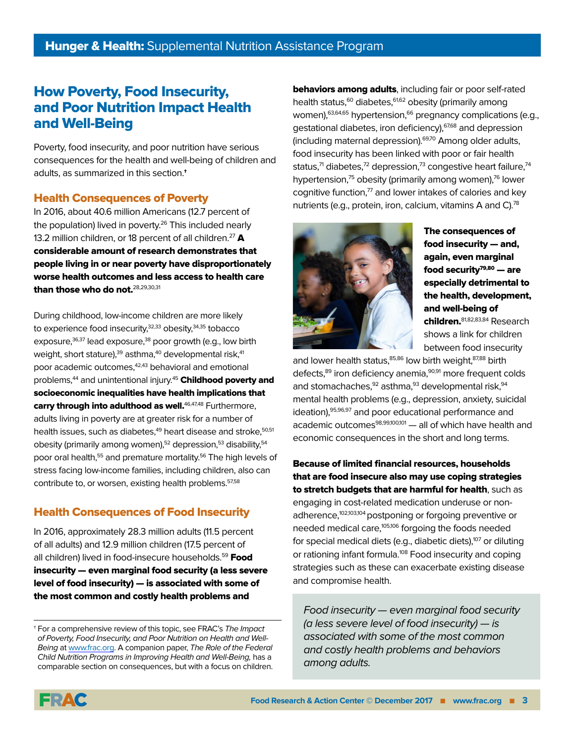## How Poverty, Food Insecurity, and Poor Nutrition Impact Health and Well-Being

Poverty, food insecurity, and poor nutrition have serious consequences for the health and well-being of children and adults, as summarized in this section.[†]

### Health Consequences of Poverty

In 2016, about 40.6 million Americans (12.7 percent of the population) lived in poverty.[26] This included nearly 13.2 million children, or 18 percent of all children.[27] **A considerable amount of research demonstrates that people living in or near poverty have disproportionately worse health outcomes and less access to health care than those who do not.**[28,29,30,31]

During childhood, low-income children are more likely to experience food insecurity,[32,33] obesity,[34,35] tobacco exposure,[36,37] lead exposure,[38] poor growth (e.g., low birth weight, short stature),[39] asthma,[40] developmental risk,[41] poor academic outcomes,[42,43] behavioral and emotional problems,[44] and unintentional injury.[45] **Childhood poverty and socioeconomic inequalities have health implications that carry through into adulthood as well.**[46,47,48] Furthermore, adults living in poverty are at greater risk for a number of health issues, such as diabetes,[49] heart disease and stroke,[50,51] obesity (primarily among women),[52] depression,[53] disability,[54] poor oral health,[55] and premature mortality.[56] The high levels of stress facing low-income families, including children, also can contribute to, or worsen, existing health problems.[57,58]

### Health Consequences of Food Insecurity

In 2016, approximately 28.3 million adults (11.5 percent of all adults) and 12.9 million children (17.5 percent of all children) lived in food-insecure households.[59] **Food insecurity — even marginal food security (a less severe level of food insecurity) — is associated with some of the most common and costly health problems and behaviors among adults**, including fair or poor self-rated health status,[60] diabetes,[61,62] obesity (primarily among women),[63,64,65] hypertension,[66] pregnancy complications (e.g., gestational diabetes, iron deficiency),[67,68] and depression (including maternal depression).[69,70] Among older adults, food insecurity has been linked with poor or fair health status,[71] diabetes,[72] depression,[73] congestive heart failure,[74] hypertension,[75] obesity (primarily among women),[76] lower cognitive function,[77] and lower intakes of calories and key nutrients (e.g., protein, iron, calcium, vitamins A and C).[78]

**The consequences of food insecurity — and, again, even marginal food security[79,80] — are especially detrimental to the health, development, and well-being of children.**[81,82,83,84] Research shows a link for children between food insecurity and lower health status,[85,86] low birth weight,[87,88] birth defects,[89] iron deficiency anemia,[90,91] more frequent colds and stomachaches,[92] asthma,[93] developmental risk,[94] mental health problems (e.g., depression, anxiety, suicidal ideation),[95,96,97] and poor educational performance and academic outcomes[98,99,100,101] — all of which have health and economic consequences in the short and long terms.

**Because of limited financial resources, households that are food insecure also may use coping strategies to stretch budgets that are harmful for health**, such as engaging in cost-related medication underuse or non-adherence,[102,103,104] postponing or forgoing preventive or needed medical care,[105,106] forgoing the foods needed for special medical diets (e.g., diabetic diets),[107] or diluting or rationing infant formula.[108] Food insecurity and coping strategies such as these can exacerbate existing disease and compromise health.

*Food insecurity — even marginal food security (a less severe level of food insecurity) — is associated with some of the most common and costly health problems and behaviors among adults.*

[†] For a comprehensive review of this topic, see FRAC's *The Impact of Poverty, Food Insecurity, and Poor Nutrition on Health and Well-Being* at www.frac.org. A companion paper, *The Role of the Federal Child Nutrition Programs in Improving Health and Well-Being,* has a comparable section on consequences, but with a focus on children.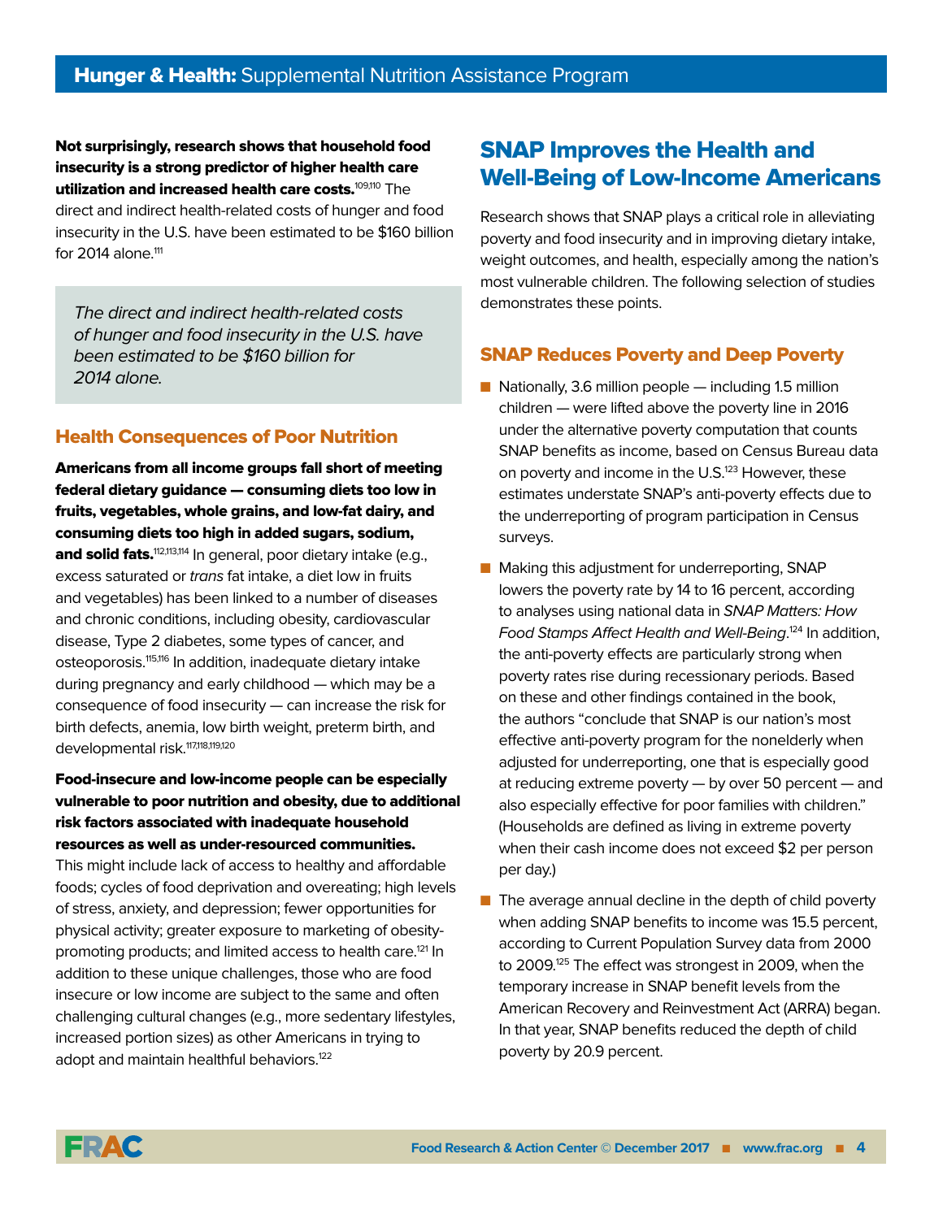**Not surprisingly, research shows that household food insecurity is a strong predictor of higher health care utilization and increased health care costs.**[109,110] The direct and indirect health-related costs of hunger and food insecurity in the U.S. have been estimated to be $160 billion for 2014 alone.[111]

> *The direct and indirect health-related costs of hunger and food insecurity in the U.S. have been estimated to be $160 billion for 2014 alone.*

### Health Consequences of Poor Nutrition

**Americans from all income groups fall short of meeting federal dietary guidance — consuming diets too low in fruits, vegetables, whole grains, and low-fat dairy, and consuming diets too high in added sugars, sodium, and solid fats.**[112,113,114] In general, poor dietary intake (e.g., excess saturated or *trans* fat intake, a diet low in fruits and vegetables) has been linked to a number of diseases and chronic conditions, including obesity, cardiovascular disease, Type 2 diabetes, some types of cancer, and osteoporosis.[115,116] In addition, inadequate dietary intake during pregnancy and early childhood — which may be a consequence of food insecurity — can increase the risk for birth defects, anemia, low birth weight, preterm birth, and developmental risk.[117,118,119,120]

**Food-insecure and low-income people can be especially vulnerable to poor nutrition and obesity, due to additional risk factors associated with inadequate household resources as well as under-resourced communities.** This might include lack of access to healthy and affordable foods; cycles of food deprivation and overeating; high levels of stress, anxiety, and depression; fewer opportunities for physical activity; greater exposure to marketing of obesity-promoting products; and limited access to health care.[121] In addition to these unique challenges, those who are food insecure or low income are subject to the same and often challenging cultural changes (e.g., more sedentary lifestyles, increased portion sizes) as other Americans in trying to adopt and maintain healthful behaviors.[122]

## SNAP Improves the Health and Well-Being of Low-Income Americans

Research shows that SNAP plays a critical role in alleviating poverty and food insecurity and in improving dietary intake, weight outcomes, and health, especially among the nation's most vulnerable children. The following selection of studies demonstrates these points.

### SNAP Reduces Poverty and Deep Poverty

- Nationally, 3.6 million people — including 1.5 million children — were lifted above the poverty line in 2016 under the alternative poverty computation that counts SNAP benefits as income, based on Census Bureau data on poverty and income in the U.S.[123] However, these estimates understate SNAP's anti-poverty effects due to the underreporting of program participation in Census surveys.
- Making this adjustment for underreporting, SNAP lowers the poverty rate by 14 to 16 percent, according to analyses using national data in *SNAP Matters: How Food Stamps Affect Health and Well-Being*.[124] In addition, the anti-poverty effects are particularly strong when poverty rates rise during recessionary periods. Based on these and other findings contained in the book, the authors "conclude that SNAP is our nation's most effective anti-poverty program for the nonelderly when adjusted for underreporting, one that is especially good at reducing extreme poverty — by over 50 percent — and also especially effective for poor families with children." (Households are defined as living in extreme poverty when their cash income does not exceed $2 per person per day.)
- The average annual decline in the depth of child poverty when adding SNAP benefits to income was 15.5 percent, according to Current Population Survey data from 2000 to 2009.[125] The effect was strongest in 2009, when the temporary increase in SNAP benefit levels from the American Recovery and Reinvestment Act (ARRA) began. In that year, SNAP benefits reduced the depth of child poverty by 20.9 percent.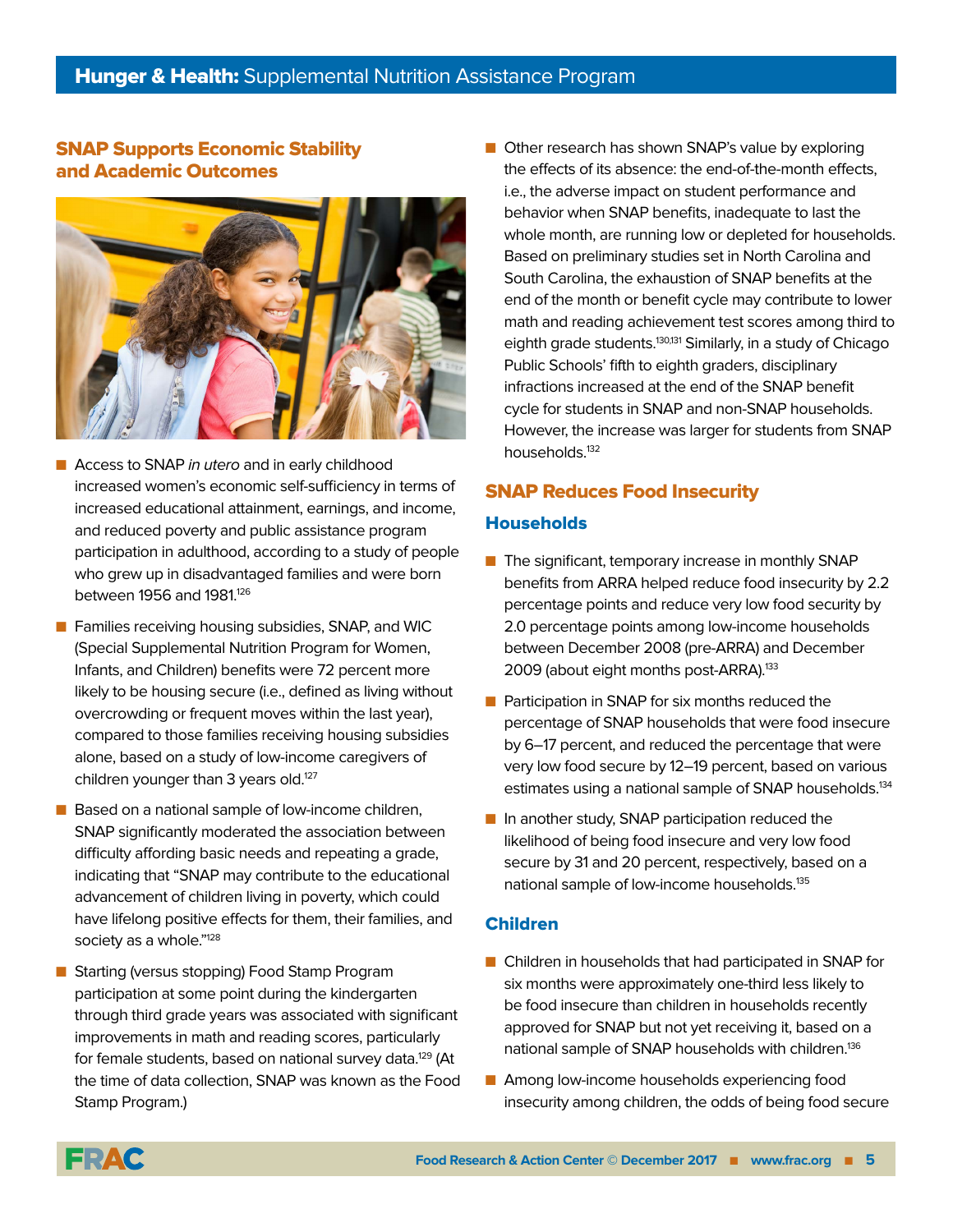## SNAP Supports Economic Stability and Academic Outcomes

- Access to SNAP *in utero* and in early childhood increased women's economic self-sufficiency in terms of increased educational attainment, earnings, and income, and reduced poverty and public assistance program participation in adulthood, according to a study of people who grew up in disadvantaged families and were born between 1956 and 1981.[126]
- Families receiving housing subsidies, SNAP, and WIC (Special Supplemental Nutrition Program for Women, Infants, and Children) benefits were 72 percent more likely to be housing secure (i.e., defined as living without overcrowding or frequent moves within the last year), compared to those families receiving housing subsidies alone, based on a study of low-income caregivers of children younger than 3 years old.[127]
- Based on a national sample of low-income children, SNAP significantly moderated the association between difficulty affording basic needs and repeating a grade, indicating that "SNAP may contribute to the educational advancement of children living in poverty, which could have lifelong positive effects for them, their families, and society as a whole."[128]
- Starting (versus stopping) Food Stamp Program participation at some point during the kindergarten through third grade years was associated with significant improvements in math and reading scores, particularly for female students, based on national survey data.[129] (At the time of data collection, SNAP was known as the Food Stamp Program.)
- Other research has shown SNAP's value by exploring the effects of its absence: the end-of-the-month effects, i.e., the adverse impact on student performance and behavior when SNAP benefits, inadequate to last the whole month, are running low or depleted for households. Based on preliminary studies set in North Carolina and South Carolina, the exhaustion of SNAP benefits at the end of the month or benefit cycle may contribute to lower math and reading achievement test scores among third to eighth grade students.[130,131] Similarly, in a study of Chicago Public Schools' fifth to eighth graders, disciplinary infractions increased at the end of the SNAP benefit cycle for students in SNAP and non-SNAP households. However, the increase was larger for students from SNAP households.[132]

## SNAP Reduces Food Insecurity

### Households

- The significant, temporary increase in monthly SNAP benefits from ARRA helped reduce food insecurity by 2.2 percentage points and reduce very low food security by 2.0 percentage points among low-income households between December 2008 (pre-ARRA) and December 2009 (about eight months post-ARRA).[133]
- Participation in SNAP for six months reduced the percentage of SNAP households that were food insecure by 6–17 percent, and reduced the percentage that were very low food secure by 12–19 percent, based on various estimates using a national sample of SNAP households.[134]
- In another study, SNAP participation reduced the likelihood of being food insecure and very low food secure by 31 and 20 percent, respectively, based on a national sample of low-income households.[135]

### Children

- Children in households that had participated in SNAP for six months were approximately one-third less likely to be food insecure than children in households recently approved for SNAP but not yet receiving it, based on a national sample of SNAP households with children.[136]
- Among low-income households experiencing food insecurity among children, the odds of being food secure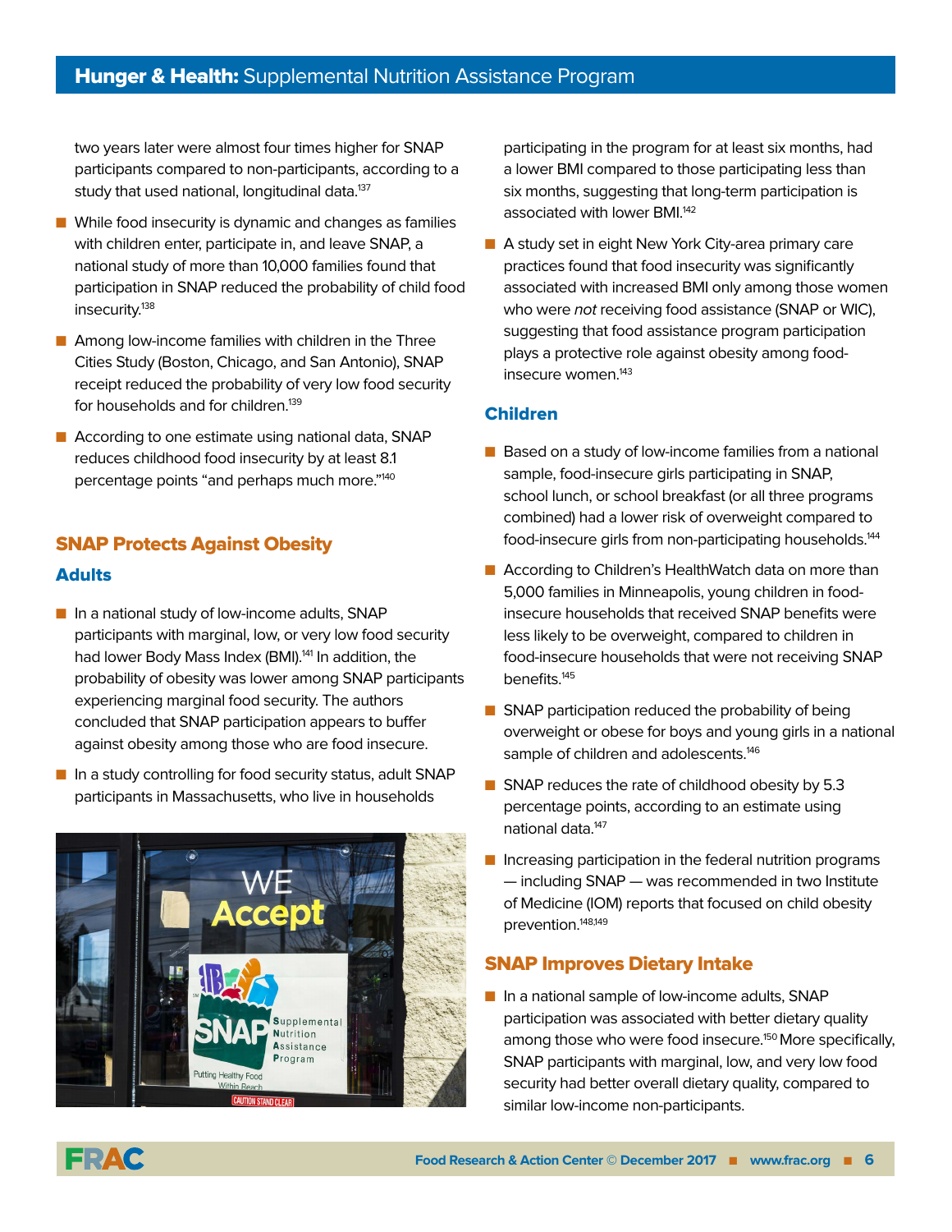two years later were almost four times higher for SNAP participants compared to non-participants, according to a study that used national, longitudinal data.[137]

- While food insecurity is dynamic and changes as families with children enter, participate in, and leave SNAP, a national study of more than 10,000 families found that participation in SNAP reduced the probability of child food insecurity.[138]
- Among low-income families with children in the Three Cities Study (Boston, Chicago, and San Antonio), SNAP receipt reduced the probability of very low food security for households and for children.[139]
- According to one estimate using national data, SNAP reduces childhood food insecurity by at least 8.1 percentage points "and perhaps much more."[140]

## SNAP Protects Against Obesity

### Adults

- In a national study of low-income adults, SNAP participants with marginal, low, or very low food security had lower Body Mass Index (BMI).[141] In addition, the probability of obesity was lower among SNAP participants experiencing marginal food security. The authors concluded that SNAP participation appears to buffer against obesity among those who are food insecure.
- In a study controlling for food security status, adult SNAP participants in Massachusetts, who live in households participating in the program for at least six months, had a lower BMI compared to those participating less than six months, suggesting that long-term participation is associated with lower BMI.[142]
- A study set in eight New York City-area primary care practices found that food insecurity was significantly associated with increased BMI only among those women who were *not* receiving food assistance (SNAP or WIC), suggesting that food assistance program participation plays a protective role against obesity among food-insecure women.[143]

### Children

- Based on a study of low-income families from a national sample, food-insecure girls participating in SNAP, school lunch, or school breakfast (or all three programs combined) had a lower risk of overweight compared to food-insecure girls from non-participating households.[144]
- According to Children's HealthWatch data on more than 5,000 families in Minneapolis, young children in food-insecure households that received SNAP benefits were less likely to be overweight, compared to children in food-insecure households that were not receiving SNAP benefits.[145]
- SNAP participation reduced the probability of being overweight or obese for boys and young girls in a national sample of children and adolescents.[146]
- SNAP reduces the rate of childhood obesity by 5.3 percentage points, according to an estimate using national data.[147]
- Increasing participation in the federal nutrition programs — including SNAP — was recommended in two Institute of Medicine (IOM) reports that focused on child obesity prevention.[148,149]

## SNAP Improves Dietary Intake

- In a national sample of low-income adults, SNAP participation was associated with better dietary quality among those who were food insecure.[150] More specifically, SNAP participants with marginal, low, and very low food security had better overall dietary quality, compared to similar low-income non-participants.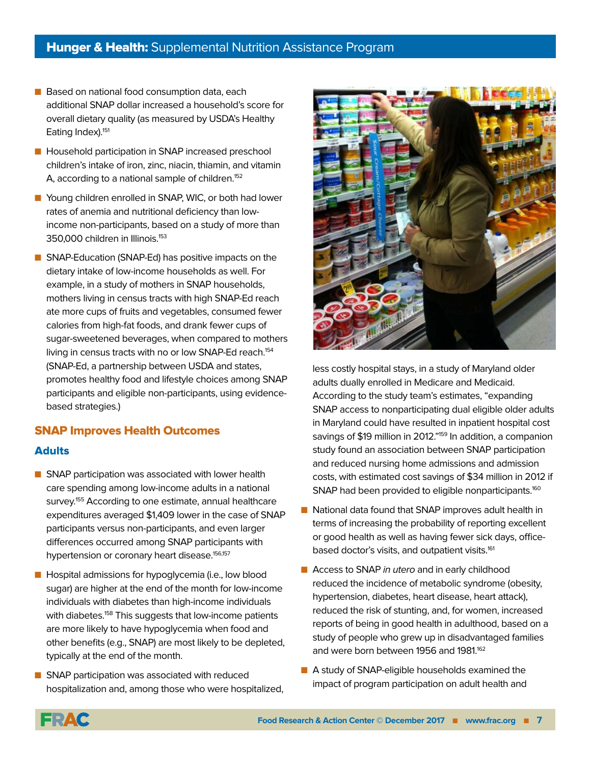- Based on national food consumption data, each additional SNAP dollar increased a household's score for overall dietary quality (as measured by USDA's Healthy Eating Index).[151]
- Household participation in SNAP increased preschool children's intake of iron, zinc, niacin, thiamin, and vitamin A, according to a national sample of children.[152]
- Young children enrolled in SNAP, WIC, or both had lower rates of anemia and nutritional deficiency than low-income non-participants, based on a study of more than 350,000 children in Illinois.[153]
- SNAP-Education (SNAP-Ed) has positive impacts on the dietary intake of low-income households as well. For example, in a study of mothers in SNAP households, mothers living in census tracts with high SNAP-Ed reach ate more cups of fruits and vegetables, consumed fewer calories from high-fat foods, and drank fewer cups of sugar-sweetened beverages, when compared to mothers living in census tracts with no or low SNAP-Ed reach.[154] (SNAP-Ed, a partnership between USDA and states, promotes healthy food and lifestyle choices among SNAP participants and eligible non-participants, using evidence-based strategies.)

## SNAP Improves Health Outcomes

### Adults

- SNAP participation was associated with lower health care spending among low-income adults in a national survey.[155] According to one estimate, annual healthcare expenditures averaged $1,409 lower in the case of SNAP participants versus non-participants, and even larger differences occurred among SNAP participants with hypertension or coronary heart disease.[156,157]
- Hospital admissions for hypoglycemia (i.e., low blood sugar) are higher at the end of the month for low-income individuals with diabetes than high-income individuals with diabetes.[158] This suggests that low-income patients are more likely to have hypoglycemia when food and other benefits (e.g., SNAP) are most likely to be depleted, typically at the end of the month.
- SNAP participation was associated with reduced hospitalization and, among those who were hospitalized, less costly hospital stays, in a study of Maryland older adults dually enrolled in Medicare and Medicaid. According to the study team's estimates, "expanding SNAP access to nonparticipating dual eligible older adults in Maryland could have resulted in inpatient hospital cost savings of $19 million in 2012."[159] In addition, a companion study found an association between SNAP participation and reduced nursing home admissions and admission costs, with estimated cost savings of $34 million in 2012 if SNAP had been provided to eligible nonparticipants.[160]
- National data found that SNAP improves adult health in terms of increasing the probability of reporting excellent or good health as well as having fewer sick days, office-based doctor's visits, and outpatient visits.[161]
- Access to SNAP *in utero* and in early childhood reduced the incidence of metabolic syndrome (obesity, hypertension, diabetes, heart disease, heart attack), reduced the risk of stunting, and, for women, increased reports of being in good health in adulthood, based on a study of people who grew up in disadvantaged families and were born between 1956 and 1981.[162]
- A study of SNAP-eligible households examined the impact of program participation on adult health and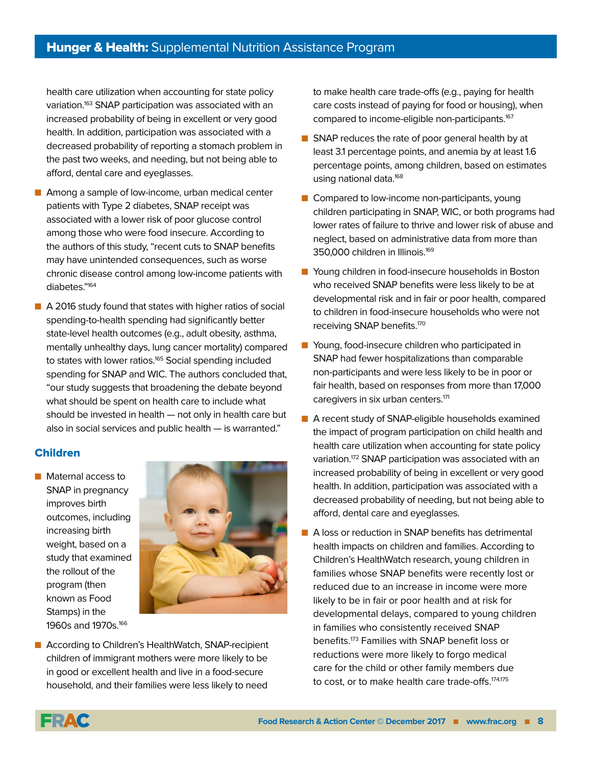health care utilization when accounting for state policy variation.[163] SNAP participation was associated with an increased probability of being in excellent or very good health. In addition, participation was associated with a decreased probability of reporting a stomach problem in the past two weeks, and needing, but not being able to afford, dental care and eyeglasses.

- Among a sample of low-income, urban medical center patients with Type 2 diabetes, SNAP receipt was associated with a lower risk of poor glucose control among those who were food insecure. According to the authors of this study, "recent cuts to SNAP benefits may have unintended consequences, such as worse chronic disease control among low-income patients with diabetes."[164]
- A 2016 study found that states with higher ratios of social spending-to-health spending had significantly better state-level health outcomes (e.g., adult obesity, asthma, mentally unhealthy days, lung cancer mortality) compared to states with lower ratios.[165] Social spending included spending for SNAP and WIC. The authors concluded that, "our study suggests that broadening the debate beyond what should be spent on health care to include what should be invested in health — not only in health care but also in social services and public health — is warranted."

## Children

- Maternal access to SNAP in pregnancy improves birth outcomes, including increasing birth weight, based on a study that examined the rollout of the program (then known as Food Stamps) in the 1960s and 1970s.[166]
- According to Children's HealthWatch, SNAP-recipient children of immigrant mothers were more likely to be in good or excellent health and live in a food-secure household, and their families were less likely to need to make health care trade-offs (e.g., paying for health care costs instead of paying for food or housing), when compared to income-eligible non-participants.[167]
- SNAP reduces the rate of poor general health by at least 3.1 percentage points, and anemia by at least 1.6 percentage points, among children, based on estimates using national data.[168]
- Compared to low-income non-participants, young children participating in SNAP, WIC, or both programs had lower rates of failure to thrive and lower risk of abuse and neglect, based on administrative data from more than 350,000 children in Illinois.[169]
- Young children in food-insecure households in Boston who received SNAP benefits were less likely to be at developmental risk and in fair or poor health, compared to children in food-insecure households who were not receiving SNAP benefits.[170]
- Young, food-insecure children who participated in SNAP had fewer hospitalizations than comparable non-participants and were less likely to be in poor or fair health, based on responses from more than 17,000 caregivers in six urban centers.[171]
- A recent study of SNAP-eligible households examined the impact of program participation on child health and health care utilization when accounting for state policy variation.[172] SNAP participation was associated with an increased probability of being in excellent or very good health. In addition, participation was associated with a decreased probability of needing, but not being able to afford, dental care and eyeglasses.
- A loss or reduction in SNAP benefits has detrimental health impacts on children and families. According to Children's HealthWatch research, young children in families whose SNAP benefits were recently lost or reduced due to an increase in income were more likely to be in fair or poor health and at risk for developmental delays, compared to young children in families who consistently received SNAP benefits.[173] Families with SNAP benefit loss or reductions were more likely to forgo medical care for the child or other family members due to cost, or to make health care trade-offs.[174,175]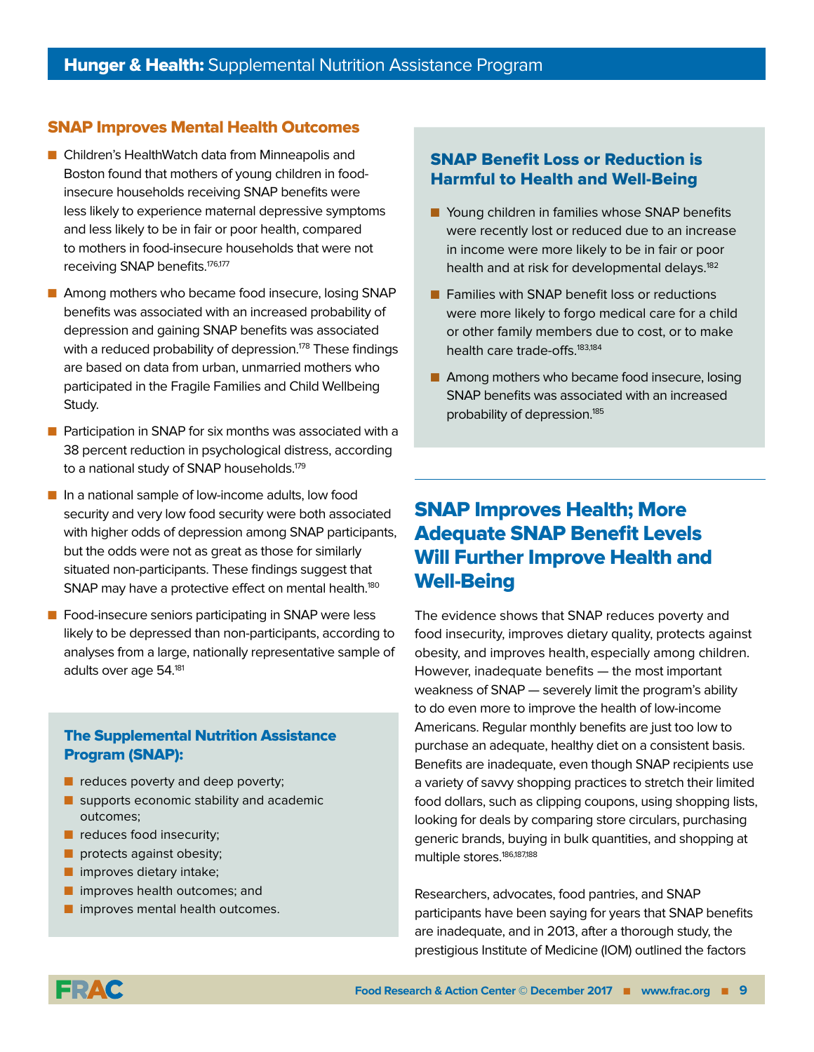## SNAP Improves Mental Health Outcomes

- Children's HealthWatch data from Minneapolis and Boston found that mothers of young children in food-insecure households receiving SNAP benefits were less likely to experience maternal depressive symptoms and less likely to be in fair or poor health, compared to mothers in food-insecure households that were not receiving SNAP benefits.[176,177]
- Among mothers who became food insecure, losing SNAP benefits was associated with an increased probability of depression and gaining SNAP benefits was associated with a reduced probability of depression.[178] These findings are based on data from urban, unmarried mothers who participated in the Fragile Families and Child Wellbeing Study.
- Participation in SNAP for six months was associated with a 38 percent reduction in psychological distress, according to a national study of SNAP households.[179]
- In a national sample of low-income adults, low food security and very low food security were both associated with higher odds of depression among SNAP participants, but the odds were not as great as those for similarly situated non-participants. These findings suggest that SNAP may have a protective effect on mental health.[180]
- Food-insecure seniors participating in SNAP were less likely to be depressed than non-participants, according to analyses from a large, nationally representative sample of adults over age 54.[181]

### The Supplemental Nutrition Assistance Program (SNAP):

- reduces poverty and deep poverty;
- supports economic stability and academic outcomes;
- reduces food insecurity;
- protects against obesity;
- improves dietary intake;
- improves health outcomes; and
- improves mental health outcomes.

### SNAP Benefit Loss or Reduction is Harmful to Health and Well-Being

- Young children in families whose SNAP benefits were recently lost or reduced due to an increase in income were more likely to be in fair or poor health and at risk for developmental delays.[182]
- Families with SNAP benefit loss or reductions were more likely to forgo medical care for a child or other family members due to cost, or to make health care trade-offs.[183,184]
- Among mothers who became food insecure, losing SNAP benefits was associated with an increased probability of depression.[185]

## SNAP Improves Health; More Adequate SNAP Benefit Levels Will Further Improve Health and Well-Being

The evidence shows that SNAP reduces poverty and food insecurity, improves dietary quality, protects against obesity, and improves health, especially among children. However, inadequate benefits — the most important weakness of SNAP — severely limit the program's ability to do even more to improve the health of low-income Americans. Regular monthly benefits are just too low to purchase an adequate, healthy diet on a consistent basis. Benefits are inadequate, even though SNAP recipients use a variety of savvy shopping practices to stretch their limited food dollars, such as clipping coupons, using shopping lists, looking for deals by comparing store circulars, purchasing generic brands, buying in bulk quantities, and shopping at multiple stores.[186,187,188]

Researchers, advocates, food pantries, and SNAP participants have been saying for years that SNAP benefits are inadequate, and in 2013, after a thorough study, the prestigious Institute of Medicine (IOM) outlined the factors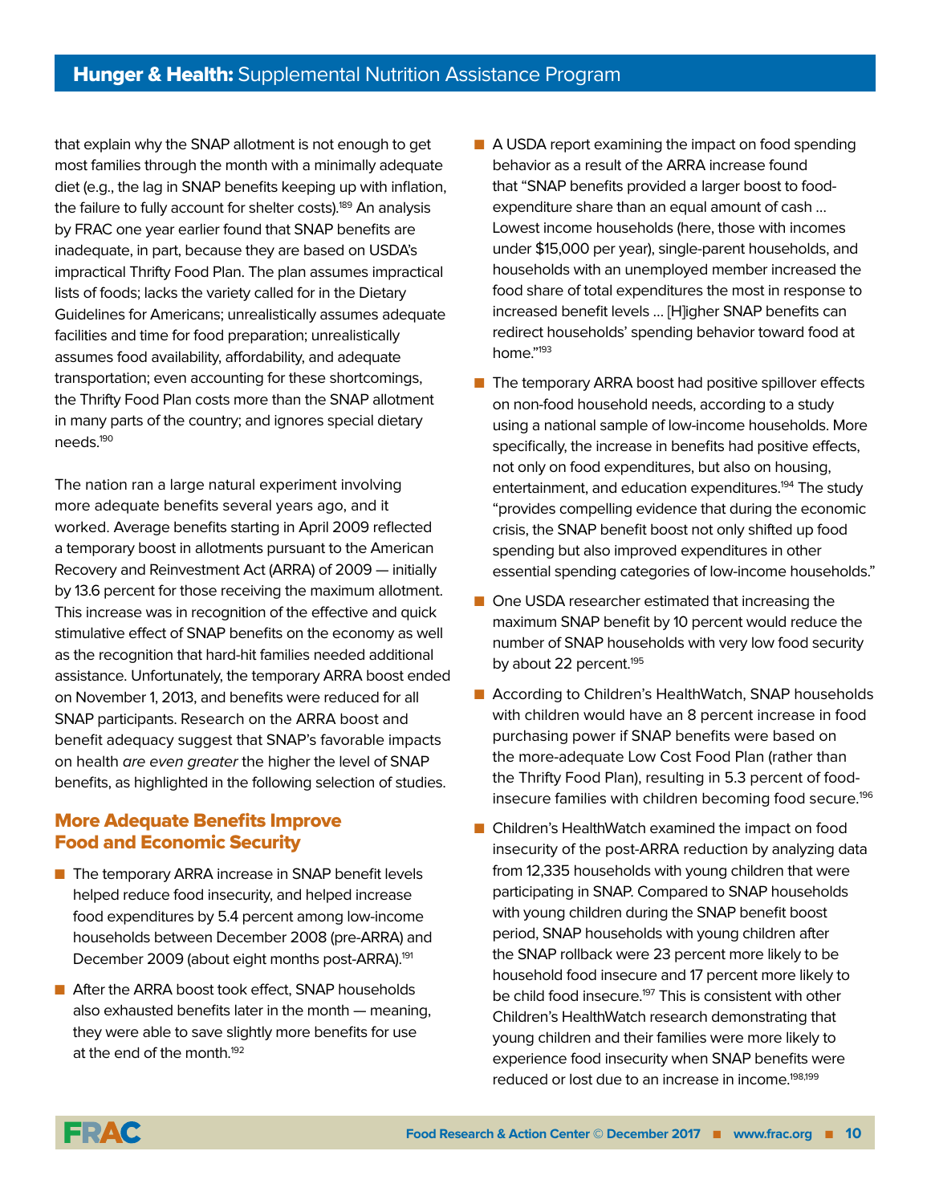that explain why the SNAP allotment is not enough to get most families through the month with a minimally adequate diet (e.g., the lag in SNAP benefits keeping up with inflation, the failure to fully account for shelter costs).[189] An analysis by FRAC one year earlier found that SNAP benefits are inadequate, in part, because they are based on USDA's impractical Thrifty Food Plan. The plan assumes impractical lists of foods; lacks the variety called for in the Dietary Guidelines for Americans; unrealistically assumes adequate facilities and time for food preparation; unrealistically assumes food availability, affordability, and adequate transportation; even accounting for these shortcomings, the Thrifty Food Plan costs more than the SNAP allotment in many parts of the country; and ignores special dietary needs.[190]

The nation ran a large natural experiment involving more adequate benefits several years ago, and it worked. Average benefits starting in April 2009 reflected a temporary boost in allotments pursuant to the American Recovery and Reinvestment Act (ARRA) of 2009 — initially by 13.6 percent for those receiving the maximum allotment. This increase was in recognition of the effective and quick stimulative effect of SNAP benefits on the economy as well as the recognition that hard-hit families needed additional assistance. Unfortunately, the temporary ARRA boost ended on November 1, 2013, and benefits were reduced for all SNAP participants. Research on the ARRA boost and benefit adequacy suggest that SNAP's favorable impacts on health *are even greater* the higher the level of SNAP benefits, as highlighted in the following selection of studies.

## More Adequate Benefits Improve Food and Economic Security

- The temporary ARRA increase in SNAP benefit levels helped reduce food insecurity, and helped increase food expenditures by 5.4 percent among low-income households between December 2008 (pre-ARRA) and December 2009 (about eight months post-ARRA).[191]
- After the ARRA boost took effect, SNAP households also exhausted benefits later in the month — meaning, they were able to save slightly more benefits for use at the end of the month.[192]
- A USDA report examining the impact on food spending behavior as a result of the ARRA increase found that "SNAP benefits provided a larger boost to food-expenditure share than an equal amount of cash … Lowest income households (here, those with incomes under $15,000 per year), single-parent households, and households with an unemployed member increased the food share of total expenditures the most in response to increased benefit levels … [H]igher SNAP benefits can redirect households' spending behavior toward food at home."[193]
- The temporary ARRA boost had positive spillover effects on non-food household needs, according to a study using a national sample of low-income households. More specifically, the increase in benefits had positive effects, not only on food expenditures, but also on housing, entertainment, and education expenditures.[194] The study "provides compelling evidence that during the economic crisis, the SNAP benefit boost not only shifted up food spending but also improved expenditures in other essential spending categories of low-income households."
- One USDA researcher estimated that increasing the maximum SNAP benefit by 10 percent would reduce the number of SNAP households with very low food security by about 22 percent.[195]
- According to Children's HealthWatch, SNAP households with children would have an 8 percent increase in food purchasing power if SNAP benefits were based on the more-adequate Low Cost Food Plan (rather than the Thrifty Food Plan), resulting in 5.3 percent of food-insecure families with children becoming food secure.[196]
- Children's HealthWatch examined the impact on food insecurity of the post-ARRA reduction by analyzing data from 12,335 households with young children that were participating in SNAP. Compared to SNAP households with young children during the SNAP benefit boost period, SNAP households with young children after the SNAP rollback were 23 percent more likely to be household food insecure and 17 percent more likely to be child food insecure.[197] This is consistent with other Children's HealthWatch research demonstrating that young children and their families were more likely to experience food insecurity when SNAP benefits were reduced or lost due to an increase in income.[198,199]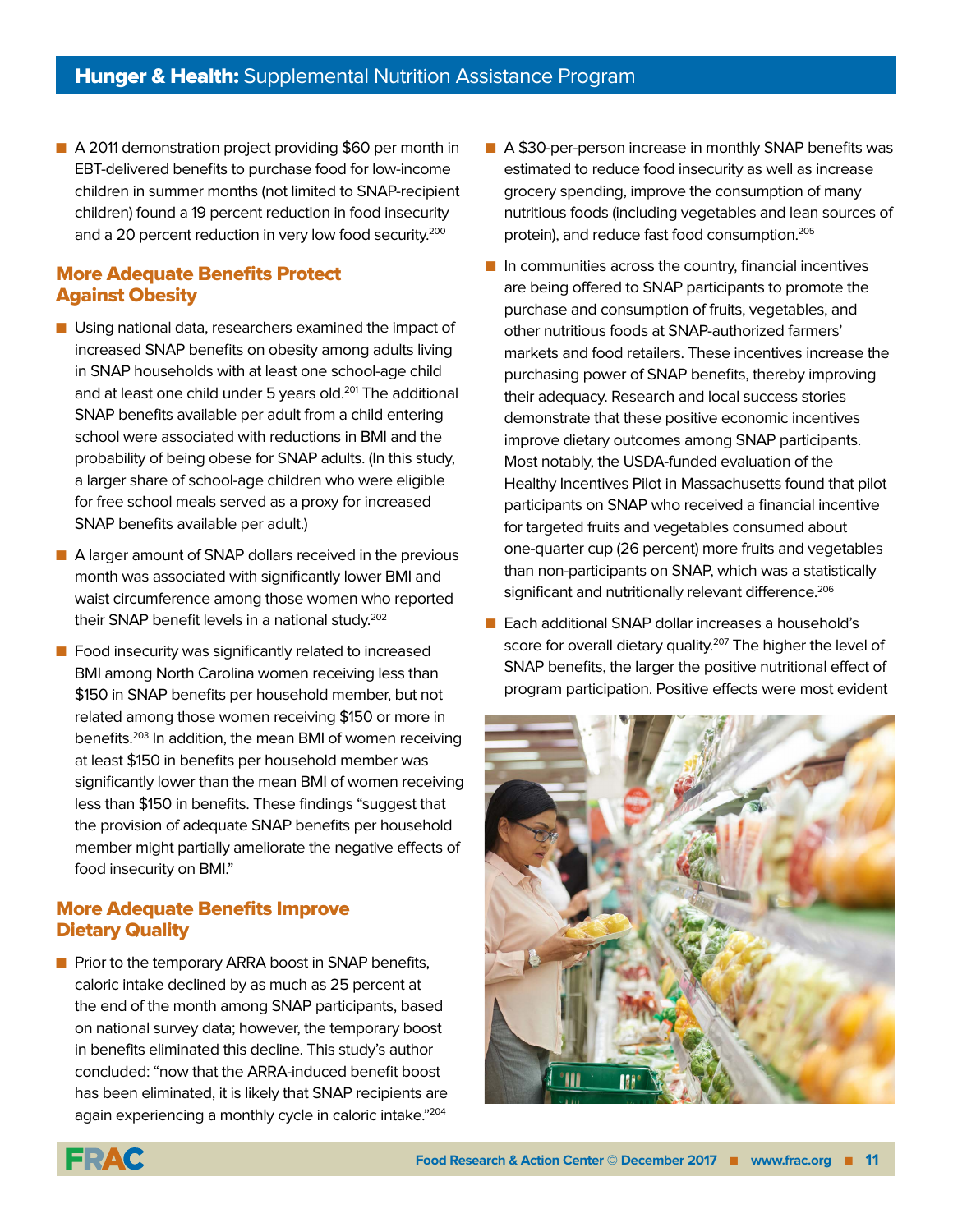- A 2011 demonstration project providing $60 per month in EBT-delivered benefits to purchase food for low-income children in summer months (not limited to SNAP-recipient children) found a 19 percent reduction in food insecurity and a 20 percent reduction in very low food security.[200]

## More Adequate Benefits Protect Against Obesity

- Using national data, researchers examined the impact of increased SNAP benefits on obesity among adults living in SNAP households with at least one school-age child and at least one child under 5 years old.[201] The additional SNAP benefits available per adult from a child entering school were associated with reductions in BMI and the probability of being obese for SNAP adults. (In this study, a larger share of school-age children who were eligible for free school meals served as a proxy for increased SNAP benefits available per adult.)
- A larger amount of SNAP dollars received in the previous month was associated with significantly lower BMI and waist circumference among those women who reported their SNAP benefit levels in a national study.[202]
- Food insecurity was significantly related to increased BMI among North Carolina women receiving less than $150 in SNAP benefits per household member, but not related among those women receiving $150 or more in benefits.[203] In addition, the mean BMI of women receiving at least $150 in benefits per household member was significantly lower than the mean BMI of women receiving less than $150 in benefits. These findings "suggest that the provision of adequate SNAP benefits per household member might partially ameliorate the negative effects of food insecurity on BMI."

## More Adequate Benefits Improve Dietary Quality

- Prior to the temporary ARRA boost in SNAP benefits, caloric intake declined by as much as 25 percent at the end of the month among SNAP participants, based on national survey data; however, the temporary boost in benefits eliminated this decline. This study's author concluded: "now that the ARRA-induced benefit boost has been eliminated, it is likely that SNAP recipients are again experiencing a monthly cycle in caloric intake."[204]
- A $30-per-person increase in monthly SNAP benefits was estimated to reduce food insecurity as well as increase grocery spending, improve the consumption of many nutritious foods (including vegetables and lean sources of protein), and reduce fast food consumption.[205]
- In communities across the country, financial incentives are being offered to SNAP participants to promote the purchase and consumption of fruits, vegetables, and other nutritious foods at SNAP-authorized farmers' markets and food retailers. These incentives increase the purchasing power of SNAP benefits, thereby improving their adequacy. Research and local success stories demonstrate that these positive economic incentives improve dietary outcomes among SNAP participants. Most notably, the USDA-funded evaluation of the Healthy Incentives Pilot in Massachusetts found that pilot participants on SNAP who received a financial incentive for targeted fruits and vegetables consumed about one-quarter cup (26 percent) more fruits and vegetables than non-participants on SNAP, which was a statistically significant and nutritionally relevant difference.[206]
- Each additional SNAP dollar increases a household's score for overall dietary quality.[207] The higher the level of SNAP benefits, the larger the positive nutritional effect of program participation. Positive effects were most evident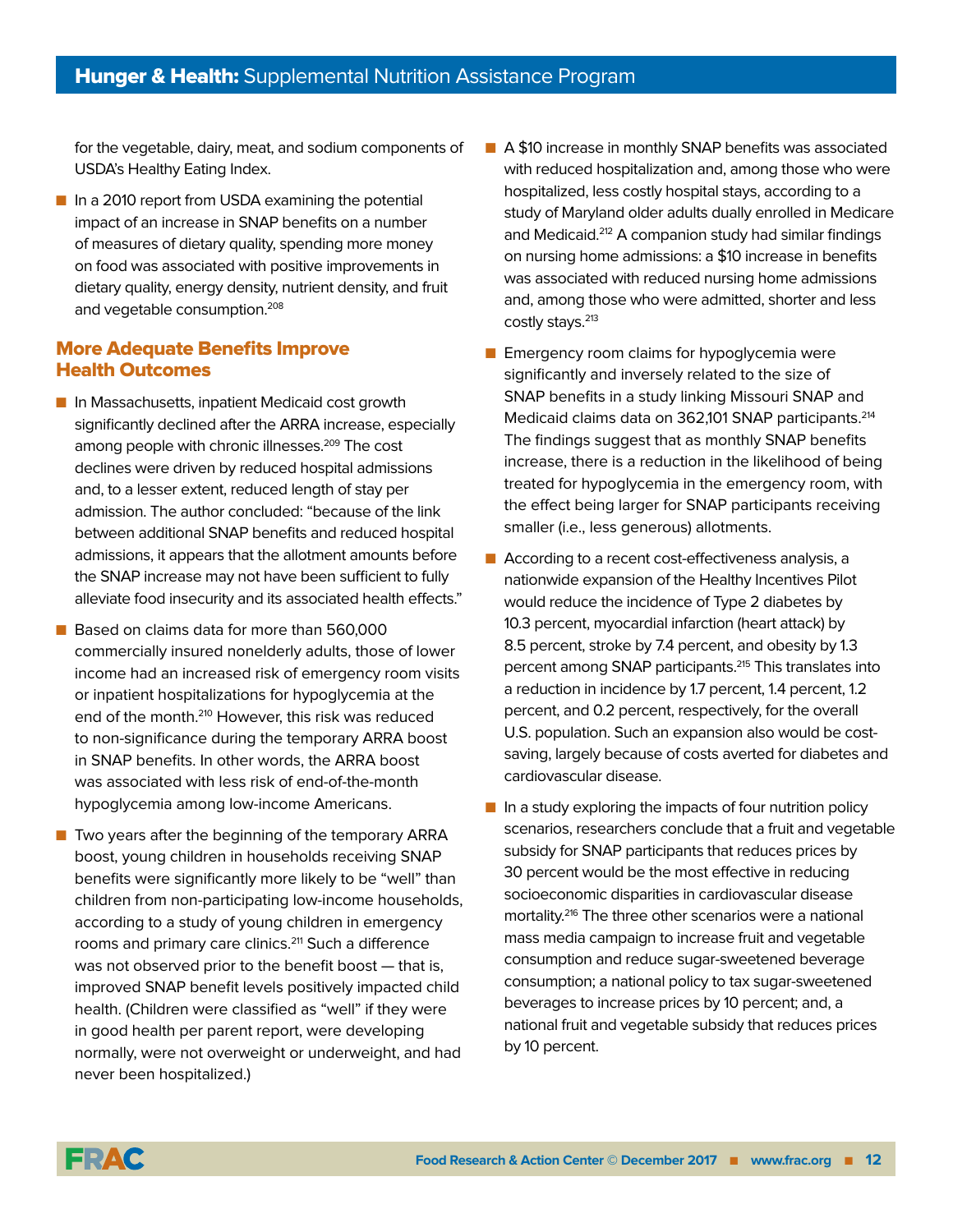for the vegetable, dairy, meat, and sodium components of USDA's Healthy Eating Index.

- In a 2010 report from USDA examining the potential impact of an increase in SNAP benefits on a number of measures of dietary quality, spending more money on food was associated with positive improvements in dietary quality, energy density, nutrient density, and fruit and vegetable consumption.[208]

## More Adequate Benefits Improve Health Outcomes

- In Massachusetts, inpatient Medicaid cost growth significantly declined after the ARRA increase, especially among people with chronic illnesses.[209] The cost declines were driven by reduced hospital admissions and, to a lesser extent, reduced length of stay per admission. The author concluded: "because of the link between additional SNAP benefits and reduced hospital admissions, it appears that the allotment amounts before the SNAP increase may not have been sufficient to fully alleviate food insecurity and its associated health effects."
- Based on claims data for more than 560,000 commercially insured nonelderly adults, those of lower income had an increased risk of emergency room visits or inpatient hospitalizations for hypoglycemia at the end of the month.[210] However, this risk was reduced to non-significance during the temporary ARRA boost in SNAP benefits. In other words, the ARRA boost was associated with less risk of end-of-the-month hypoglycemia among low-income Americans.
- Two years after the beginning of the temporary ARRA boost, young children in households receiving SNAP benefits were significantly more likely to be "well" than children from non-participating low-income households, according to a study of young children in emergency rooms and primary care clinics.[211] Such a difference was not observed prior to the benefit boost — that is, improved SNAP benefit levels positively impacted child health. (Children were classified as "well" if they were in good health per parent report, were developing normally, were not overweight or underweight, and had never been hospitalized.)
- A $10 increase in monthly SNAP benefits was associated with reduced hospitalization and, among those who were hospitalized, less costly hospital stays, according to a study of Maryland older adults dually enrolled in Medicare and Medicaid.[212] A companion study had similar findings on nursing home admissions: a $10 increase in benefits was associated with reduced nursing home admissions and, among those who were admitted, shorter and less costly stays.[213]
- Emergency room claims for hypoglycemia were significantly and inversely related to the size of SNAP benefits in a study linking Missouri SNAP and Medicaid claims data on 362,101 SNAP participants.[214] The findings suggest that as monthly SNAP benefits increase, there is a reduction in the likelihood of being treated for hypoglycemia in the emergency room, with the effect being larger for SNAP participants receiving smaller (i.e., less generous) allotments.
- According to a recent cost-effectiveness analysis, a nationwide expansion of the Healthy Incentives Pilot would reduce the incidence of Type 2 diabetes by 10.3 percent, myocardial infarction (heart attack) by 8.5 percent, stroke by 7.4 percent, and obesity by 1.3 percent among SNAP participants.[215] This translates into a reduction in incidence by 1.7 percent, 1.4 percent, 1.2 percent, and 0.2 percent, respectively, for the overall U.S. population. Such an expansion also would be cost-saving, largely because of costs averted for diabetes and cardiovascular disease.
- In a study exploring the impacts of four nutrition policy scenarios, researchers conclude that a fruit and vegetable subsidy for SNAP participants that reduces prices by 30 percent would be the most effective in reducing socioeconomic disparities in cardiovascular disease mortality.[216] The three other scenarios were a national mass media campaign to increase fruit and vegetable consumption and reduce sugar-sweetened beverage consumption; a national policy to tax sugar-sweetened beverages to increase prices by 10 percent; and, a national fruit and vegetable subsidy that reduces prices by 10 percent.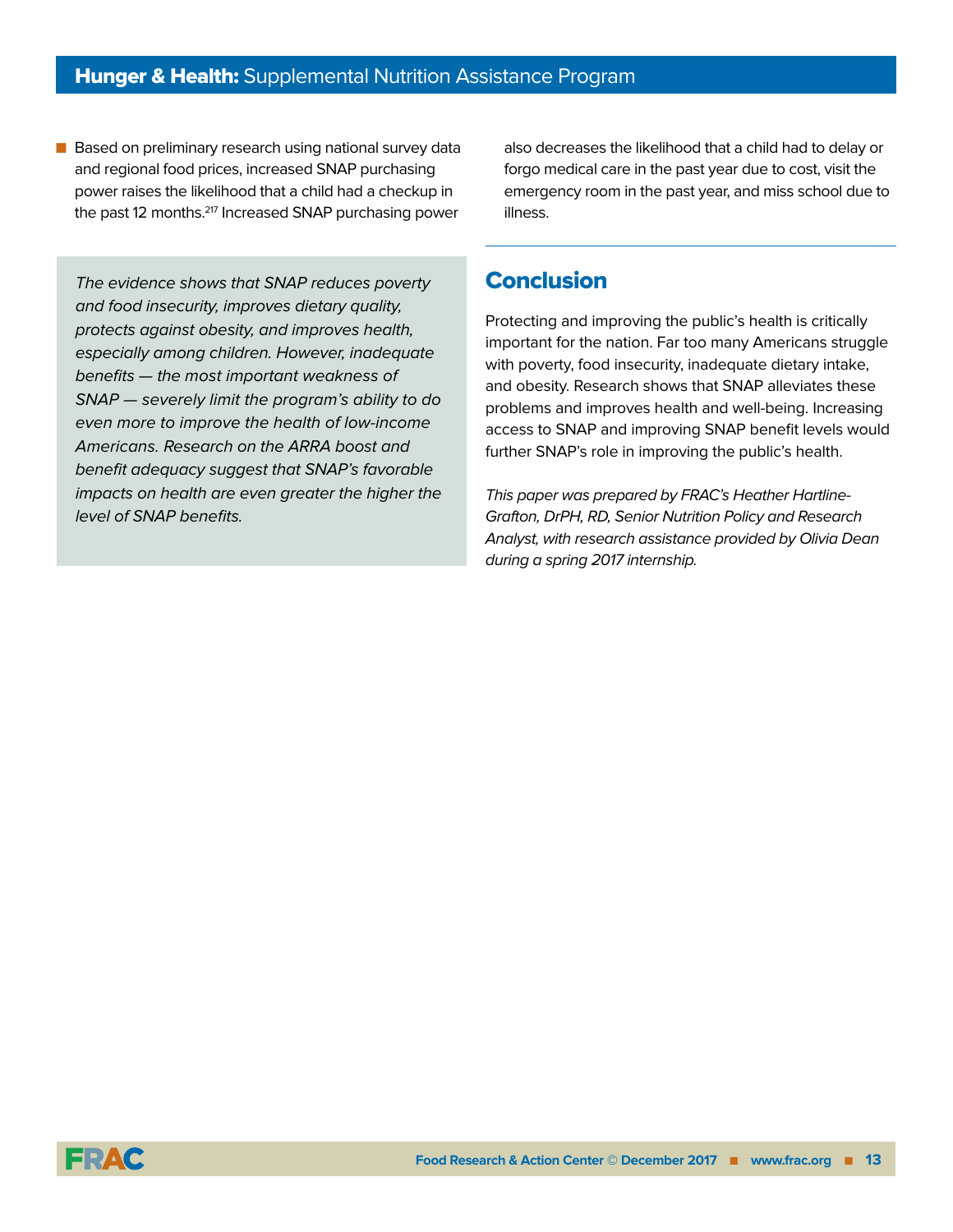- Based on preliminary research using national survey data and regional food prices, increased SNAP purchasing power raises the likelihood that a child had a checkup in the past 12 months.[217] Increased SNAP purchasing power also decreases the likelihood that a child had to delay or forgo medical care in the past year due to cost, visit the emergency room in the past year, and miss school due to illness.

*The evidence shows that SNAP reduces poverty and food insecurity, improves dietary quality, protects against obesity, and improves health, especially among children. However, inadequate benefits — the most important weakness of SNAP — severely limit the program's ability to do even more to improve the health of low-income Americans. Research on the ARRA boost and benefit adequacy suggest that SNAP's favorable impacts on health are even greater the higher the level of SNAP benefits.*

## Conclusion

Protecting and improving the public's health is critically important for the nation. Far too many Americans struggle with poverty, food insecurity, inadequate dietary intake, and obesity. Research shows that SNAP alleviates these problems and improves health and well-being. Increasing access to SNAP and improving SNAP benefit levels would further SNAP's role in improving the public's health.

*This paper was prepared by FRAC's Heather Hartline-Grafton, DrPH, RD, Senior Nutrition Policy and Research Analyst, with research assistance provided by Olivia Dean during a spring 2017 internship.*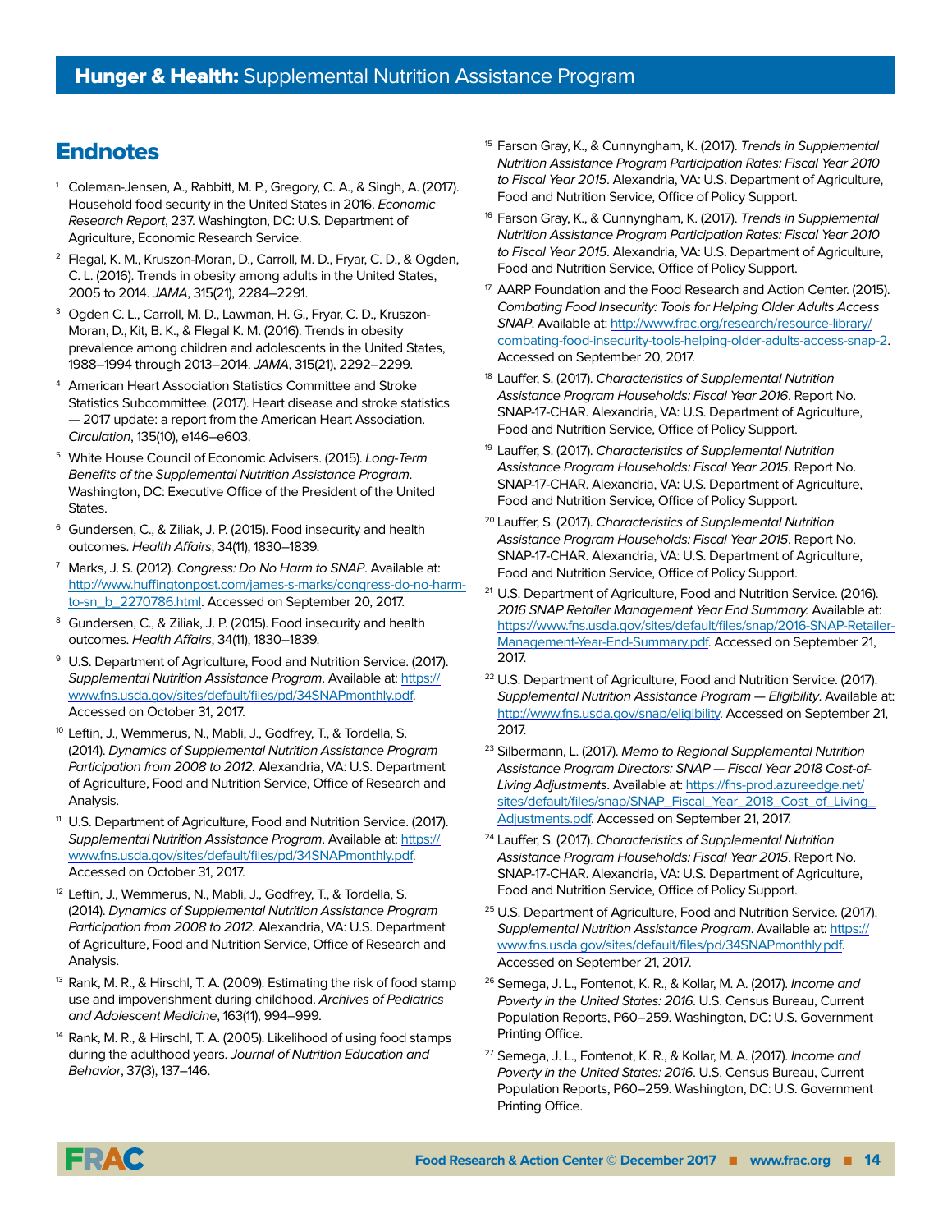## Endnotes

1. Coleman-Jensen, A., Rabbitt, M. P., Gregory, C. A., & Singh, A. (2017). Household food security in the United States in 2016. *Economic Research Report*, 237. Washington, DC: U.S. Department of Agriculture, Economic Research Service.
2. Flegal, K. M., Kruszon-Moran, D., Carroll, M. D., Fryar, C. D., & Ogden, C. L. (2016). Trends in obesity among adults in the United States, 2005 to 2014. *JAMA*, 315(21), 2284–2291.
3. Ogden C. L., Carroll, M. D., Lawman, H. G., Fryar, C. D., Kruszon-Moran, D., Kit, B. K., & Flegal K. M. (2016). Trends in obesity prevalence among children and adolescents in the United States, 1988–1994 through 2013–2014. *JAMA*, 315(21), 2292–2299.
4. American Heart Association Statistics Committee and Stroke Statistics Subcommittee. (2017). Heart disease and stroke statistics — 2017 update: a report from the American Heart Association. *Circulation*, 135(10), e146–e603.
5. White House Council of Economic Advisers. (2015). *Long-Term Benefits of the Supplemental Nutrition Assistance Program*. Washington, DC: Executive Office of the President of the United States.
6. Gundersen, C., & Ziliak, J. P. (2015). Food insecurity and health outcomes. *Health Affairs*, 34(11), 1830–1839.
7. Marks, J. S. (2012). *Congress: Do No Harm to SNAP*. Available at: http://www.huffingtonpost.com/james-s-marks/congress-do-no-harm-to-sn_b_2270786.html. Accessed on September 20, 2017.
8. Gundersen, C., & Ziliak, J. P. (2015). Food insecurity and health outcomes. *Health Affairs*, 34(11), 1830–1839.
9. U.S. Department of Agriculture, Food and Nutrition Service. (2017). *Supplemental Nutrition Assistance Program*. Available at: https://www.fns.usda.gov/sites/default/files/pd/34SNAPmonthly.pdf. Accessed on October 31, 2017.
10. Leftin, J., Wemmerus, N., Mabli, J., Godfrey, T., & Tordella, S. (2014). *Dynamics of Supplemental Nutrition Assistance Program Participation from 2008 to 2012.* Alexandria, VA: U.S. Department of Agriculture, Food and Nutrition Service, Office of Research and Analysis.
11. U.S. Department of Agriculture, Food and Nutrition Service. (2017). *Supplemental Nutrition Assistance Program*. Available at: https://www.fns.usda.gov/sites/default/files/pd/34SNAPmonthly.pdf. Accessed on October 31, 2017.
12. Leftin, J., Wemmerus, N., Mabli, J., Godfrey, T., & Tordella, S. (2014). *Dynamics of Supplemental Nutrition Assistance Program Participation from 2008 to 2012.* Alexandria, VA: U.S. Department of Agriculture, Food and Nutrition Service, Office of Research and Analysis.
13. Rank, M. R., & Hirschl, T. A. (2009). Estimating the risk of food stamp use and impoverishment during childhood. *Archives of Pediatrics and Adolescent Medicine*, 163(11), 994–999.
14. Rank, M. R., & Hirschl, T. A. (2005). Likelihood of using food stamps during the adulthood years. *Journal of Nutrition Education and Behavior*, 37(3), 137–146.
15. Farson Gray, K., & Cunnyngham, K. (2017). *Trends in Supplemental Nutrition Assistance Program Participation Rates: Fiscal Year 2010 to Fiscal Year 2015*. Alexandria, VA: U.S. Department of Agriculture, Food and Nutrition Service, Office of Policy Support.
16. Farson Gray, K., & Cunnyngham, K. (2017). *Trends in Supplemental Nutrition Assistance Program Participation Rates: Fiscal Year 2010 to Fiscal Year 2015*. Alexandria, VA: U.S. Department of Agriculture, Food and Nutrition Service, Office of Policy Support.
17. AARP Foundation and the Food Research and Action Center. (2015). *Combating Food Insecurity: Tools for Helping Older Adults Access SNAP*. Available at: http://www.frac.org/research/resource-library/combating-food-insecurity-tools-helping-older-adults-access-snap-2. Accessed on September 20, 2017.
18. Lauffer, S. (2017). *Characteristics of Supplemental Nutrition Assistance Program Households: Fiscal Year 2016*. Report No. SNAP-17-CHAR. Alexandria, VA: U.S. Department of Agriculture, Food and Nutrition Service, Office of Policy Support.
19. Lauffer, S. (2017). *Characteristics of Supplemental Nutrition Assistance Program Households: Fiscal Year 2015*. Report No. SNAP-17-CHAR. Alexandria, VA: U.S. Department of Agriculture, Food and Nutrition Service, Office of Policy Support.
20. Lauffer, S. (2017). *Characteristics of Supplemental Nutrition Assistance Program Households: Fiscal Year 2015*. Report No. SNAP-17-CHAR. Alexandria, VA: U.S. Department of Agriculture, Food and Nutrition Service, Office of Policy Support.
21. U.S. Department of Agriculture, Food and Nutrition Service. (2016). *2016 SNAP Retailer Management Year End Summary.* Available at: https://www.fns.usda.gov/sites/default/files/snap/2016-SNAP-Retailer-Management-Year-End-Summary.pdf. Accessed on September 21, 2017.
22. U.S. Department of Agriculture, Food and Nutrition Service. (2017). *Supplemental Nutrition Assistance Program — Eligibility*. Available at: http://www.fns.usda.gov/snap/eligibility. Accessed on September 21, 2017.
23. Silbermann, L. (2017). *Memo to Regional Supplemental Nutrition Assistance Program Directors: SNAP — Fiscal Year 2018 Cost-of-Living Adjustments*. Available at: https://fns-prod.azureedge.net/sites/default/files/snap/SNAP_Fiscal_Year_2018_Cost_of_Living_Adjustments.pdf. Accessed on September 21, 2017.
24. Lauffer, S. (2017). *Characteristics of Supplemental Nutrition Assistance Program Households: Fiscal Year 2015*. Report No. SNAP-17-CHAR. Alexandria, VA: U.S. Department of Agriculture, Food and Nutrition Service, Office of Policy Support.
25. U.S. Department of Agriculture, Food and Nutrition Service. (2017). *Supplemental Nutrition Assistance Program*. Available at: https://www.fns.usda.gov/sites/default/files/pd/34SNAPmonthly.pdf. Accessed on September 21, 2017.
26. Semega, J. L., Fontenot, K. R., & Kollar, M. A. (2017). *Income and Poverty in the United States: 2016*. U.S. Census Bureau, Current Population Reports, P60–259. Washington, DC: U.S. Government Printing Office.
27. Semega, J. L., Fontenot, K. R., & Kollar, M. A. (2017). *Income and Poverty in the United States: 2016*. U.S. Census Bureau, Current Population Reports, P60–259. Washington, DC: U.S. Government Printing Office.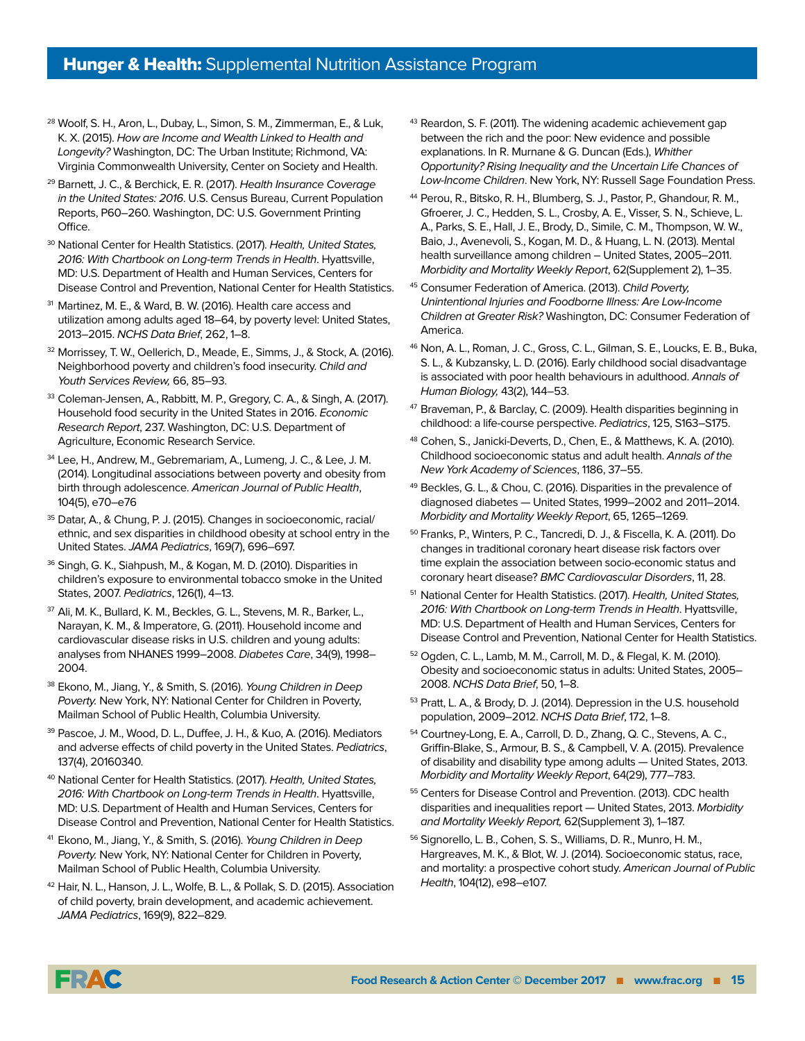[28] Woolf, S. H., Aron, L., Dubay, L., Simon, S. M., Zimmerman, E., & Luk, K. X. (2015). *How are Income and Wealth Linked to Health and Longevity?* Washington, DC: The Urban Institute; Richmond, VA: Virginia Commonwealth University, Center on Society and Health.

[29] Barnett, J. C., & Berchick, E. R. (2017). *Health Insurance Coverage in the United States: 2016*. U.S. Census Bureau, Current Population Reports, P60–260. Washington, DC: U.S. Government Printing Office.

[30] National Center for Health Statistics. (2017). *Health, United States, 2016: With Chartbook on Long-term Trends in Health*. Hyattsville, MD: U.S. Department of Health and Human Services, Centers for Disease Control and Prevention, National Center for Health Statistics.

[31] Martinez, M. E., & Ward, B. W. (2016). Health care access and utilization among adults aged 18–64, by poverty level: United States, 2013–2015. *NCHS Data Brief*, 262, 1–8.

[32] Morrissey, T. W., Oellerich, D., Meade, E., Simms, J., & Stock, A. (2016). Neighborhood poverty and children's food insecurity. *Child and Youth Services Review,* 66, 85–93.

[33] Coleman-Jensen, A., Rabbitt, M. P., Gregory, C. A., & Singh, A. (2017). Household food security in the United States in 2016. *Economic Research Report*, 237. Washington, DC: U.S. Department of Agriculture, Economic Research Service.

[34] Lee, H., Andrew, M., Gebremariam, A., Lumeng, J. C., & Lee, J. M. (2014). Longitudinal associations between poverty and obesity from birth through adolescence. *American Journal of Public Health*, 104(5), e70–e76

[35] Datar, A., & Chung, P. J. (2015). Changes in socioeconomic, racial/ethnic, and sex disparities in childhood obesity at school entry in the United States. *JAMA Pediatrics*, 169(7), 696–697.

[36] Singh, G. K., Siahpush, M., & Kogan, M. D. (2010). Disparities in children's exposure to environmental tobacco smoke in the United States, 2007. *Pediatrics*, 126(1), 4–13.

[37] Ali, M. K., Bullard, K. M., Beckles, G. L., Stevens, M. R., Barker, L., Narayan, K. M., & Imperatore, G. (2011). Household income and cardiovascular disease risks in U.S. children and young adults: analyses from NHANES 1999–2008. *Diabetes Care*, 34(9), 1998–2004.

[38] Ekono, M., Jiang, Y., & Smith, S. (2016). *Young Children in Deep Poverty.* New York, NY: National Center for Children in Poverty, Mailman School of Public Health, Columbia University.

[39] Pascoe, J. M., Wood, D. L., Duffee, J. H., & Kuo, A. (2016). Mediators and adverse effects of child poverty in the United States. *Pediatrics*, 137(4), 20160340.

[40] National Center for Health Statistics. (2017). *Health, United States, 2016: With Chartbook on Long-term Trends in Health*. Hyattsville, MD: U.S. Department of Health and Human Services, Centers for Disease Control and Prevention, National Center for Health Statistics.

[41] Ekono, M., Jiang, Y., & Smith, S. (2016). *Young Children in Deep Poverty.* New York, NY: National Center for Children in Poverty, Mailman School of Public Health, Columbia University.

[42] Hair, N. L., Hanson, J. L., Wolfe, B. L., & Pollak, S. D. (2015). Association of child poverty, brain development, and academic achievement. *JAMA Pediatrics*, 169(9), 822–829.

[43] Reardon, S. F. (2011). The widening academic achievement gap between the rich and the poor: New evidence and possible explanations. In R. Murnane & G. Duncan (Eds.), *Whither Opportunity? Rising Inequality and the Uncertain Life Chances of Low-Income Children*. New York, NY: Russell Sage Foundation Press.

[44] Perou, R., Bitsko, R. H., Blumberg, S. J., Pastor, P., Ghandour, R. M., Gfroerer, J. C., Hedden, S. L., Crosby, A. E., Visser, S. N., Schieve, L. A., Parks, S. E., Hall, J. E., Brody, D., Simile, C. M., Thompson, W. W., Baio, J., Avenevoli, S., Kogan, M. D., & Huang, L. N. (2013). Mental health surveillance among children – United States, 2005–2011. *Morbidity and Mortality Weekly Report*, 62(Supplement 2), 1–35.

[45] Consumer Federation of America. (2013). *Child Poverty, Unintentional Injuries and Foodborne Illness: Are Low-Income Children at Greater Risk?* Washington, DC: Consumer Federation of America.

[46] Non, A. L., Roman, J. C., Gross, C. L., Gilman, S. E., Loucks, E. B., Buka, S. L., & Kubzansky, L. D. (2016). Early childhood social disadvantage is associated with poor health behaviours in adulthood. *Annals of Human Biology,* 43(2), 144–53.

[47] Braveman, P., & Barclay, C. (2009). Health disparities beginning in childhood: a life-course perspective. *Pediatrics*, 125, S163–S175.

[48] Cohen, S., Janicki-Deverts, D., Chen, E., & Matthews, K. A. (2010). Childhood socioeconomic status and adult health. *Annals of the New York Academy of Sciences*, 1186, 37–55.

[49] Beckles, G. L., & Chou, C. (2016). Disparities in the prevalence of diagnosed diabetes — United States, 1999–2002 and 2011–2014. *Morbidity and Mortality Weekly Report*, 65, 1265–1269.

[50] Franks, P., Winters, P. C., Tancredi, D. J., & Fiscella, K. A. (2011). Do changes in traditional coronary heart disease risk factors over time explain the association between socio-economic status and coronary heart disease? *BMC Cardiovascular Disorders*, 11, 28.

[51] National Center for Health Statistics. (2017). *Health, United States, 2016: With Chartbook on Long-term Trends in Health*. Hyattsville, MD: U.S. Department of Health and Human Services, Centers for Disease Control and Prevention, National Center for Health Statistics.

[52] Ogden, C. L., Lamb, M. M., Carroll, M. D., & Flegal, K. M. (2010). Obesity and socioeconomic status in adults: United States, 2005–2008. *NCHS Data Brief*, 50, 1–8.

[53] Pratt, L. A., & Brody, D. J. (2014). Depression in the U.S. household population, 2009–2012. *NCHS Data Brief*, 172, 1–8.

[54] Courtney-Long, E. A., Carroll, D. D., Zhang, Q. C., Stevens, A. C., Griffin-Blake, S., Armour, B. S., & Campbell, V. A. (2015). Prevalence of disability and disability type among adults — United States, 2013. *Morbidity and Mortality Weekly Report*, 64(29), 777–783.

[55] Centers for Disease Control and Prevention. (2013). CDC health disparities and inequalities report — United States, 2013. *Morbidity and Mortality Weekly Report,* 62(Supplement 3), 1–187.

[56] Signorello, L. B., Cohen, S. S., Williams, D. R., Munro, H. M., Hargreaves, M. K., & Blot, W. J. (2014). Socioeconomic status, race, and mortality: a prospective cohort study. *American Journal of Public Health*, 104(12), e98–e107.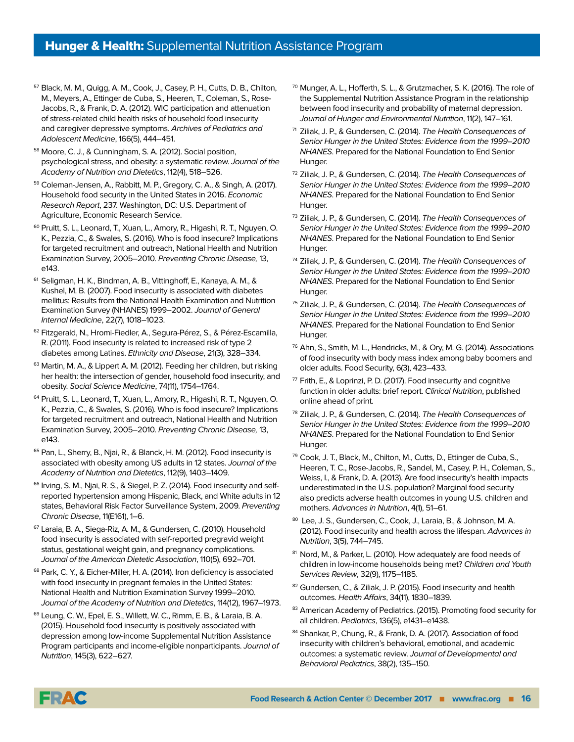[57] Black, M. M., Quigg, A. M., Cook, J., Casey, P. H., Cutts, D. B., Chilton, M., Meyers, A., Ettinger de Cuba, S., Heeren, T., Coleman, S., Rose-Jacobs, R., & Frank, D. A. (2012). WIC participation and attenuation of stress-related child health risks of household food insecurity and caregiver depressive symptoms. *Archives of Pediatrics and Adolescent Medicine*, 166(5), 444–451.

[58] Moore, C. J., & Cunningham, S. A. (2012). Social position, psychological stress, and obesity: a systematic review. *Journal of the Academy of Nutrition and Dietetics*, 112(4), 518–526.

[59] Coleman-Jensen, A., Rabbitt, M. P., Gregory, C. A., & Singh, A. (2017). Household food security in the United States in 2016. *Economic Research Report*, 237. Washington, DC: U.S. Department of Agriculture, Economic Research Service.

[60] Pruitt, S. L., Leonard, T., Xuan, L., Amory, R., Higashi, R. T., Nguyen, O. K., Pezzia, C., & Swales, S. (2016). Who is food insecure? Implications for targeted recruitment and outreach, National Health and Nutrition Examination Survey, 2005–2010. *Preventing Chronic Disease,* 13, e143.

[61] Seligman, H. K., Bindman, A. B., Vittinghoff, E., Kanaya, A. M., & Kushel, M. B. (2007). Food insecurity is associated with diabetes mellitus: Results from the National Health Examination and Nutrition Examination Survey (NHANES) 1999–2002. *Journal of General Internal Medicine*, 22(7), 1018–1023.

[62] Fitzgerald, N., Hromi-Fiedler, A., Segura-Pérez, S., & Pérez-Escamilla, R. (2011). Food insecurity is related to increased risk of type 2 diabetes among Latinas. *Ethnicity and Disease*, 21(3), 328–334.

[63] Martin, M. A., & Lippert A. M. (2012). Feeding her children, but risking her health: the intersection of gender, household food insecurity, and obesity. *Social Science Medicine*, 74(11), 1754–1764.

[64] Pruitt, S. L., Leonard, T., Xuan, L., Amory, R., Higashi, R. T., Nguyen, O. K., Pezzia, C., & Swales, S. (2016). Who is food insecure? Implications for targeted recruitment and outreach, National Health and Nutrition Examination Survey, 2005–2010. *Preventing Chronic Disease,* 13, e143.

[65] Pan, L., Sherry, B., Njai, R., & Blanck, H. M. (2012). Food insecurity is associated with obesity among US adults in 12 states. *Journal of the Academy of Nutrition and Dietetics*, 112(9), 1403–1409.

[66] Irving, S. M., Njai, R. S., & Siegel, P. Z. (2014). Food insecurity and self-reported hypertension among Hispanic, Black, and White adults in 12 states, Behavioral Risk Factor Surveillance System, 2009. *Preventing Chronic Disease*, 11(E161), 1–6.

[67] Laraia, B. A., Siega-Riz, A. M., & Gundersen, C. (2010). Household food insecurity is associated with self-reported pregravid weight status, gestational weight gain, and pregnancy complications. *Journal of the American Dietetic Association*, 110(5), 692–701.

[68] Park, C. Y., & Eicher-Miller, H. A. (2014). Iron deficiency is associated with food insecurity in pregnant females in the United States: National Health and Nutrition Examination Survey 1999–2010. *Journal of the Academy of Nutrition and Dietetics*, 114(12), 1967–1973.

[69] Leung, C. W., Epel, E. S., Willett, W. C., Rimm, E. B., & Laraia, B. A. (2015). Household food insecurity is positively associated with depression among low-income Supplemental Nutrition Assistance Program participants and income-eligible nonparticipants. *Journal of Nutrition*, 145(3), 622–627.

[70] Munger, A. L., Hofferth, S. L., & Grutzmacher, S. K. (2016). The role of the Supplemental Nutrition Assistance Program in the relationship between food insecurity and probability of maternal depression. *Journal of Hunger and Environmental Nutrition*, 11(2), 147–161.

[71] Ziliak, J. P., & Gundersen, C. (2014). *The Health Consequences of Senior Hunger in the United States: Evidence from the 1999–2010 NHANES*. Prepared for the National Foundation to End Senior Hunger.

[72] Ziliak, J. P., & Gundersen, C. (2014). *The Health Consequences of Senior Hunger in the United States: Evidence from the 1999–2010 NHANES*. Prepared for the National Foundation to End Senior Hunger.

[73] Ziliak, J. P., & Gundersen, C. (2014). *The Health Consequences of Senior Hunger in the United States: Evidence from the 1999–2010 NHANES*. Prepared for the National Foundation to End Senior Hunger.

[74] Ziliak, J. P., & Gundersen, C. (2014). *The Health Consequences of Senior Hunger in the United States: Evidence from the 1999–2010 NHANES*. Prepared for the National Foundation to End Senior Hunger.

[75] Ziliak, J. P., & Gundersen, C. (2014). *The Health Consequences of Senior Hunger in the United States: Evidence from the 1999–2010 NHANES*. Prepared for the National Foundation to End Senior Hunger.

[76] Ahn, S., Smith, M. L., Hendricks, M., & Ory, M. G. (2014). Associations of food insecurity with body mass index among baby boomers and older adults. Food Security, 6(3), 423–433.

[77] Frith, E., & Loprinzi, P. D. (2017). Food insecurity and cognitive function in older adults: brief report. *Clinical Nutrition*, published online ahead of print.

[78] Ziliak, J. P., & Gundersen, C. (2014). *The Health Consequences of Senior Hunger in the United States: Evidence from the 1999–2010 NHANES*. Prepared for the National Foundation to End Senior Hunger.

[79] Cook, J. T., Black, M., Chilton, M., Cutts, D., Ettinger de Cuba, S., Heeren, T. C., Rose-Jacobs, R., Sandel, M., Casey, P. H., Coleman, S., Weiss, I., & Frank, D. A. (2013). Are food insecurity's health impacts underestimated in the U.S. population? Marginal food security also predicts adverse health outcomes in young U.S. children and mothers. *Advances in Nutrition*, 4(1), 51–61.

[80] Lee, J. S., Gundersen, C., Cook, J., Laraia, B., & Johnson, M. A. (2012). Food insecurity and health across the lifespan. *Advances in Nutrition*, 3(5), 744–745.

[81] Nord, M., & Parker, L. (2010). How adequately are food needs of children in low-income households being met? *Children and Youth Services Review*, 32(9), 1175–1185.

[82] Gundersen, C., & Ziliak, J. P. (2015). Food insecurity and health outcomes. *Health Affairs*, 34(11), 1830–1839.

[83] American Academy of Pediatrics. (2015). Promoting food security for all children. *Pediatrics*, 136(5), e1431–e1438.

[84] Shankar, P., Chung, R., & Frank, D. A. (2017). Association of food insecurity with children's behavioral, emotional, and academic outcomes: a systematic review. *Journal of Developmental and Behavioral Pediatrics*, 38(2), 135–150.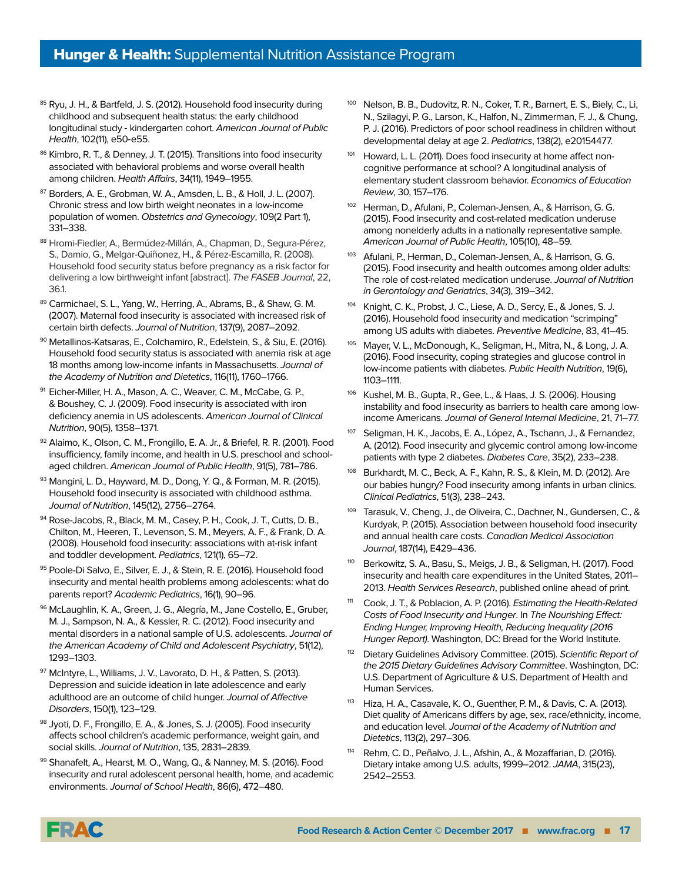[85] Ryu, J. H., & Bartfeld, J. S. (2012). Household food insecurity during childhood and subsequent health status: the early childhood longitudinal study - kindergarten cohort. *American Journal of Public Health*, 102(11), e50-e55.

[86] Kimbro, R. T., & Denney, J. T. (2015). Transitions into food insecurity associated with behavioral problems and worse overall health among children. *Health Affairs*, 34(11), 1949–1955.

[87] Borders, A. E., Grobman, W. A., Amsden, L. B., & Holl, J. L. (2007). Chronic stress and low birth weight neonates in a low-income population of women. *Obstetrics and Gynecology*, 109(2 Part 1), 331–338.

[88] Hromi-Fiedler, A., Bermúdez-Millán, A., Chapman, D., Segura-Pérez, S., Damio, G., Melgar-Quiñonez, H., & Pérez-Escamilla, R. (2008). Household food security status before pregnancy as a risk factor for delivering a low birthweight infant [abstract]. *The FASEB Journal*, 22, 36.1.

[89] Carmichael, S. L., Yang, W., Herring, A., Abrams, B., & Shaw, G. M. (2007). Maternal food insecurity is associated with increased risk of certain birth defects. *Journal of Nutrition*, 137(9), 2087–2092.

[90] Metallinos-Katsaras, E., Colchamiro, R., Edelstein, S., & Siu, E. (2016). Household food security status is associated with anemia risk at age 18 months among low-income infants in Massachusetts. *Journal of the Academy of Nutrition and Dietetics*, 116(11), 1760–1766.

[91] Eicher-Miller, H. A., Mason, A. C., Weaver, C. M., McCabe, G. P., & Boushey, C. J. (2009). Food insecurity is associated with iron deficiency anemia in US adolescents. *American Journal of Clinical Nutrition*, 90(5), 1358–1371.

[92] Alaimo, K., Olson, C. M., Frongillo, E. A. Jr., & Briefel, R. R. (2001). Food insufficiency, family income, and health in U.S. preschool and school-aged children. *American Journal of Public Health*, 91(5), 781–786.

[93] Mangini, L. D., Hayward, M. D., Dong, Y. Q., & Forman, M. R. (2015). Household food insecurity is associated with childhood asthma. *Journal of Nutrition*, 145(12), 2756–2764.

[94] Rose-Jacobs, R., Black, M. M., Casey, P. H., Cook, J. T., Cutts, D. B., Chilton, M., Heeren, T., Levenson, S. M., Meyers, A. F., & Frank, D. A. (2008). Household food insecurity: associations with at-risk infant and toddler development. *Pediatrics*, 121(1), 65–72.

[95] Poole-Di Salvo, E., Silver, E. J., & Stein, R. E. (2016). Household food insecurity and mental health problems among adolescents: what do parents report? *Academic Pediatrics*, 16(1), 90–96.

[96] McLaughlin, K. A., Green, J. G., Alegría, M., Jane Costello, E., Gruber, M. J., Sampson, N. A., & Kessler, R. C. (2012). Food insecurity and mental disorders in a national sample of U.S. adolescents. *Journal of the American Academy of Child and Adolescent Psychiatry*, 51(12), 1293–1303.

[97] McIntyre, L., Williams, J. V., Lavorato, D. H., & Patten, S. (2013). Depression and suicide ideation in late adolescence and early adulthood are an outcome of child hunger. *Journal of Affective Disorders*, 150(1), 123–129.

[98] Jyoti, D. F., Frongillo, E. A., & Jones, S. J. (2005). Food insecurity affects school children's academic performance, weight gain, and social skills. *Journal of Nutrition*, 135, 2831–2839.

[99] Shanafelt, A., Hearst, M. O., Wang, Q., & Nanney, M. S. (2016). Food insecurity and rural adolescent personal health, home, and academic environments. *Journal of School Health*, 86(6), 472–480.

[100] Nelson, B. B., Dudovitz, R. N., Coker, T. R., Barnert, E. S., Biely, C., Li, N., Szilagyi, P. G., Larson, K., Halfon, N., Zimmerman, F. J., & Chung, P. J. (2016). Predictors of poor school readiness in children without developmental delay at age 2. *Pediatrics*, 138(2), e20154477.

[101] Howard, L. L. (2011). Does food insecurity at home affect non-cognitive performance at school? A longitudinal analysis of elementary student classroom behavior. *Economics of Education Review*, 30, 157–176.

[102] Herman, D., Afulani, P., Coleman-Jensen, A., & Harrison, G. G. (2015). Food insecurity and cost-related medication underuse among nonelderly adults in a nationally representative sample. *American Journal of Public Health*, 105(10), 48–59.

[103] Afulani, P., Herman, D., Coleman-Jensen, A., & Harrison, G. G. (2015). Food insecurity and health outcomes among older adults: The role of cost-related medication underuse. *Journal of Nutrition in Gerontology and Geriatrics*, 34(3), 319–342.

[104] Knight, C. K., Probst, J. C., Liese, A. D., Sercy, E., & Jones, S. J. (2016). Household food insecurity and medication "scrimping" among US adults with diabetes. *Preventive Medicine*, 83, 41–45.

[105] Mayer, V. L., McDonough, K., Seligman, H., Mitra, N., & Long, J. A. (2016). Food insecurity, coping strategies and glucose control in low-income patients with diabetes. *Public Health Nutrition*, 19(6), 1103–1111.

[106] Kushel, M. B., Gupta, R., Gee, L., & Haas, J. S. (2006). Housing instability and food insecurity as barriers to health care among low-income Americans. *Journal of General Internal Medicine*, 21, 71–77.

[107] Seligman, H. K., Jacobs, E. A., López, A., Tschann, J., & Fernandez, A. (2012). Food insecurity and glycemic control among low-income patients with type 2 diabetes. *Diabetes Care*, 35(2), 233–238.

[108] Burkhardt, M. C., Beck, A. F., Kahn, R. S., & Klein, M. D. (2012). Are our babies hungry? Food insecurity among infants in urban clinics. *Clinical Pediatrics*, 51(3), 238–243.

[109] Tarasuk, V., Cheng, J., de Oliveira, C., Dachner, N., Gundersen, C., & Kurdyak, P. (2015). Association between household food insecurity and annual health care costs. *Canadian Medical Association Journal*, 187(14), E429–436.

[110] Berkowitz, S. A., Basu, S., Meigs, J. B., & Seligman, H. (2017). Food insecurity and health care expenditures in the United States, 2011–2013. *Health Services Research*, published online ahead of print.

[111] Cook, J. T., & Poblacion, A. P. (2016). *Estimating the Health-Related Costs of Food Insecurity and Hunger*. In *The Nourishing Effect: Ending Hunger, Improving Health, Reducing Inequality (2016 Hunger Report)*. Washington, DC: Bread for the World Institute.

[112] Dietary Guidelines Advisory Committee. (2015). *Scientific Report of the 2015 Dietary Guidelines Advisory Committee*. Washington, DC: U.S. Department of Agriculture & U.S. Department of Health and Human Services.

[113] Hiza, H. A., Casavale, K. O., Guenther, P. M., & Davis, C. A. (2013). Diet quality of Americans differs by age, sex, race/ethnicity, income, and education level. *Journal of the Academy of Nutrition and Dietetics*, 113(2), 297–306.

[114] Rehm, C. D., Peñalvo, J. L., Afshin, A., & Mozaffarian, D. (2016). Dietary intake among U.S. adults, 1999–2012. *JAMA*, 315(23), 2542–2553.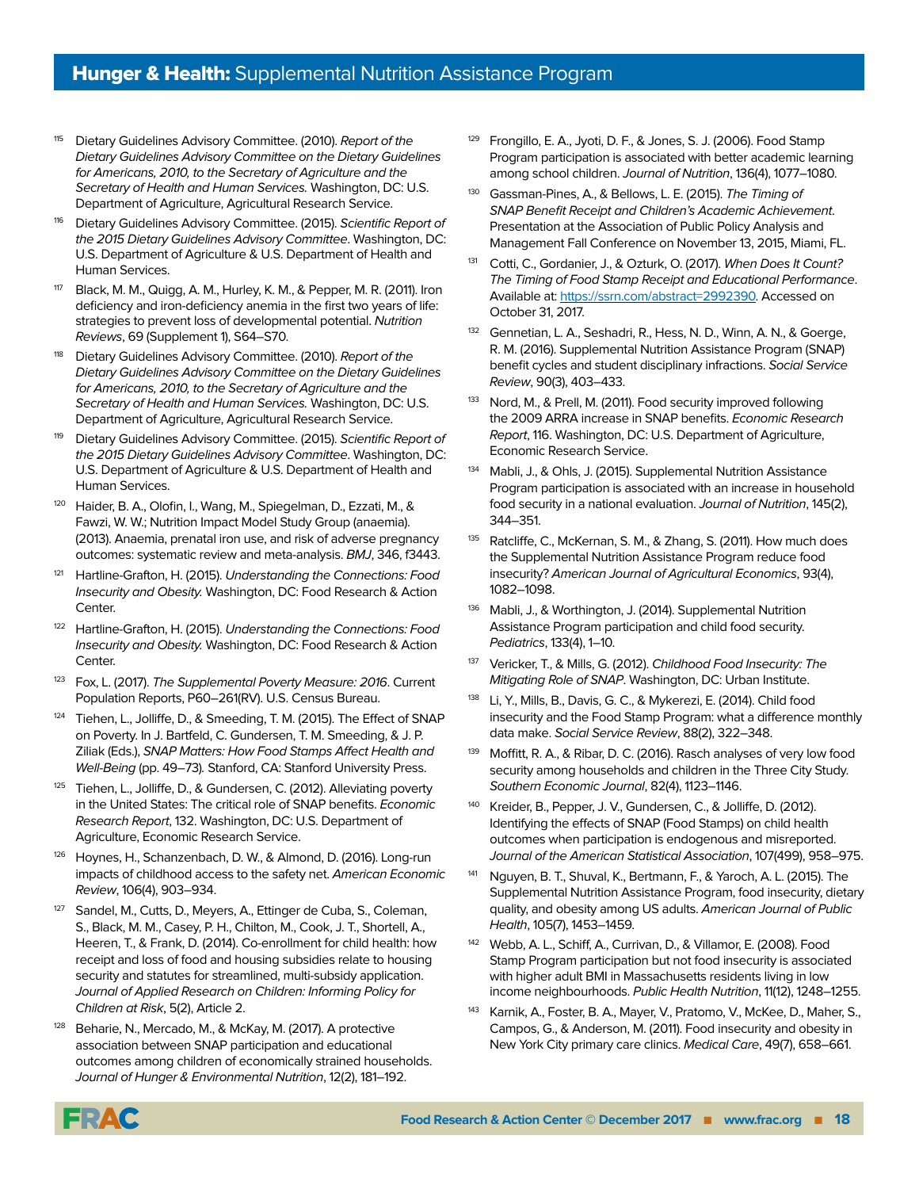[115] Dietary Guidelines Advisory Committee. (2010). *Report of the Dietary Guidelines Advisory Committee on the Dietary Guidelines for Americans, 2010, to the Secretary of Agriculture and the Secretary of Health and Human Services.* Washington, DC: U.S. Department of Agriculture, Agricultural Research Service.

[116] Dietary Guidelines Advisory Committee. (2015). *Scientific Report of the 2015 Dietary Guidelines Advisory Committee*. Washington, DC: U.S. Department of Agriculture & U.S. Department of Health and Human Services.

[117] Black, M. M., Quigg, A. M., Hurley, K. M., & Pepper, M. R. (2011). Iron deficiency and iron-deficiency anemia in the first two years of life: strategies to prevent loss of developmental potential. *Nutrition Reviews*, 69 (Supplement 1), S64–S70.

[118] Dietary Guidelines Advisory Committee. (2010). *Report of the Dietary Guidelines Advisory Committee on the Dietary Guidelines for Americans, 2010, to the Secretary of Agriculture and the Secretary of Health and Human Services.* Washington, DC: U.S. Department of Agriculture, Agricultural Research Service.

[119] Dietary Guidelines Advisory Committee. (2015). *Scientific Report of the 2015 Dietary Guidelines Advisory Committee*. Washington, DC: U.S. Department of Agriculture & U.S. Department of Health and Human Services.

[120] Haider, B. A., Olofin, I., Wang, M., Spiegelman, D., Ezzati, M., & Fawzi, W. W.; Nutrition Impact Model Study Group (anaemia). (2013). Anaemia, prenatal iron use, and risk of adverse pregnancy outcomes: systematic review and meta-analysis. *BMJ*, 346, f3443.

[121] Hartline-Grafton, H. (2015). *Understanding the Connections: Food Insecurity and Obesity.* Washington, DC: Food Research & Action Center.

[122] Hartline-Grafton, H. (2015). *Understanding the Connections: Food Insecurity and Obesity.* Washington, DC: Food Research & Action Center.

[123] Fox, L. (2017). *The Supplemental Poverty Measure: 2016*. Current Population Reports, P60–261(RV). U.S. Census Bureau.

[124] Tiehen, L., Jolliffe, D., & Smeeding, T. M. (2015). The Effect of SNAP on Poverty. In J. Bartfeld, C. Gundersen, T. M. Smeeding, & J. P. Ziliak (Eds.), *SNAP Matters: How Food Stamps Affect Health and Well-Being* (pp. 49–73)*.* Stanford, CA: Stanford University Press.

[125] Tiehen, L., Jolliffe, D., & Gundersen, C. (2012). Alleviating poverty in the United States: The critical role of SNAP benefits. *Economic Research Report*, 132. Washington, DC: U.S. Department of Agriculture, Economic Research Service.

[126] Hoynes, H., Schanzenbach, D. W., & Almond, D. (2016). Long-run impacts of childhood access to the safety net. *American Economic Review*, 106(4), 903–934.

[127] Sandel, M., Cutts, D., Meyers, A., Ettinger de Cuba, S., Coleman, S., Black, M. M., Casey, P. H., Chilton, M., Cook, J. T., Shortell, A., Heeren, T., & Frank, D. (2014). Co-enrollment for child health: how receipt and loss of food and housing subsidies relate to housing security and statutes for streamlined, multi-subsidy application. *Journal of Applied Research on Children: Informing Policy for Children at Risk*, 5(2), Article 2.

[128] Beharie, N., Mercado, M., & McKay, M. (2017). A protective association between SNAP participation and educational outcomes among children of economically strained households. *Journal of Hunger & Environmental Nutrition*, 12(2), 181–192.

[129] Frongillo, E. A., Jyoti, D. F., & Jones, S. J. (2006). Food Stamp Program participation is associated with better academic learning among school children. *Journal of Nutrition*, 136(4), 1077–1080.

[130] Gassman-Pines, A., & Bellows, L. E. (2015). *The Timing of SNAP Benefit Receipt and Children's Academic Achievement*. Presentation at the Association of Public Policy Analysis and Management Fall Conference on November 13, 2015, Miami, FL.

[131] Cotti, C., Gordanier, J., & Ozturk, O. (2017). *When Does It Count? The Timing of Food Stamp Receipt and Educational Performance*. Available at: https://ssrn.com/abstract=2992390. Accessed on October 31, 2017.

[132] Gennetian, L. A., Seshadri, R., Hess, N. D., Winn, A. N., & Goerge, R. M. (2016). Supplemental Nutrition Assistance Program (SNAP) benefit cycles and student disciplinary infractions. *Social Service Review*, 90(3), 403–433.

[133] Nord, M., & Prell, M. (2011). Food security improved following the 2009 ARRA increase in SNAP benefits. *Economic Research Report*, 116. Washington, DC: U.S. Department of Agriculture, Economic Research Service.

[134] Mabli, J., & Ohls, J. (2015). Supplemental Nutrition Assistance Program participation is associated with an increase in household food security in a national evaluation. *Journal of Nutrition*, 145(2), 344–351.

[135] Ratcliffe, C., McKernan, S. M., & Zhang, S. (2011). How much does the Supplemental Nutrition Assistance Program reduce food insecurity? *American Journal of Agricultural Economics*, 93(4), 1082–1098.

[136] Mabli, J., & Worthington, J. (2014). Supplemental Nutrition Assistance Program participation and child food security. *Pediatrics*, 133(4), 1–10.

[137] Vericker, T., & Mills, G. (2012). *Childhood Food Insecurity: The Mitigating Role of SNAP*. Washington, DC: Urban Institute.

[138] Li, Y., Mills, B., Davis, G. C., & Mykerezi, E. (2014). Child food insecurity and the Food Stamp Program: what a difference monthly data make. *Social Service Review*, 88(2), 322–348.

[139] Moffitt, R. A., & Ribar, D. C. (2016). Rasch analyses of very low food security among households and children in the Three City Study. *Southern Economic Journal*, 82(4), 1123–1146.

[140] Kreider, B., Pepper, J. V., Gundersen, C., & Jolliffe, D. (2012). Identifying the effects of SNAP (Food Stamps) on child health outcomes when participation is endogenous and misreported. *Journal of the American Statistical Association*, 107(499), 958–975.

[141] Nguyen, B. T., Shuval, K., Bertmann, F., & Yaroch, A. L. (2015). The Supplemental Nutrition Assistance Program, food insecurity, dietary quality, and obesity among US adults. *American Journal of Public Health*, 105(7), 1453–1459.

[142] Webb, A. L., Schiff, A., Currivan, D., & Villamor, E. (2008). Food Stamp Program participation but not food insecurity is associated with higher adult BMI in Massachusetts residents living in low income neighbourhoods. *Public Health Nutrition*, 11(12), 1248–1255.

[143] Karnik, A., Foster, B. A., Mayer, V., Pratomo, V., McKee, D., Maher, S., Campos, G., & Anderson, M. (2011). Food insecurity and obesity in New York City primary care clinics. *Medical Care*, 49(7), 658–661.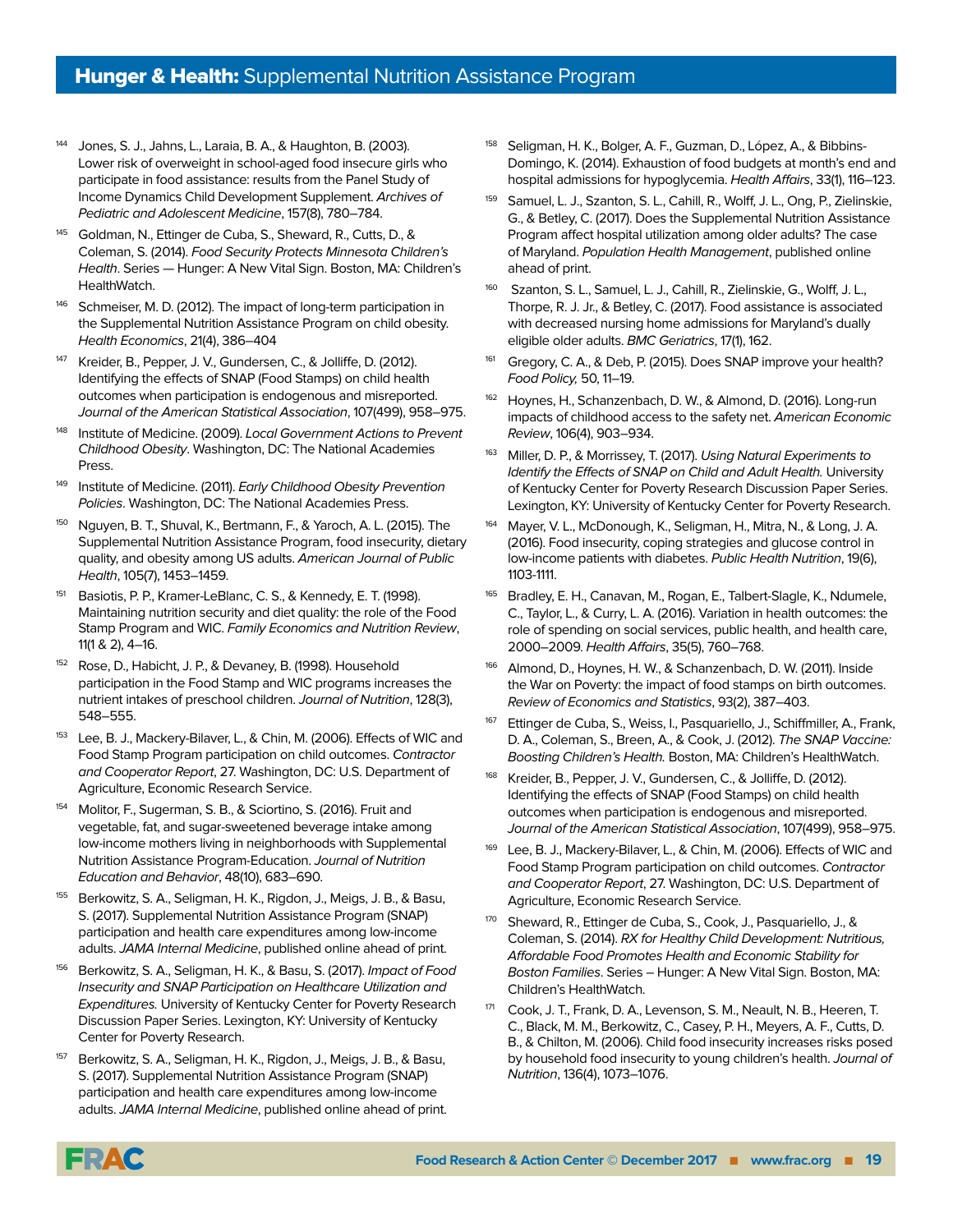[144] Jones, S. J., Jahns, L., Laraia, B. A., & Haughton, B. (2003). Lower risk of overweight in school-aged food insecure girls who participate in food assistance: results from the Panel Study of Income Dynamics Child Development Supplement. *Archives of Pediatric and Adolescent Medicine*, 157(8), 780–784.

[145] Goldman, N., Ettinger de Cuba, S., Sheward, R., Cutts, D., & Coleman, S. (2014). *Food Security Protects Minnesota Children's Health*. Series — Hunger: A New Vital Sign. Boston, MA: Children's HealthWatch.

[146] Schmeiser, M. D. (2012). The impact of long-term participation in the Supplemental Nutrition Assistance Program on child obesity. *Health Economics*, 21(4), 386–404

[147] Kreider, B., Pepper, J. V., Gundersen, C., & Jolliffe, D. (2012). Identifying the effects of SNAP (Food Stamps) on child health outcomes when participation is endogenous and misreported. *Journal of the American Statistical Association*, 107(499), 958–975.

[148] Institute of Medicine. (2009). *Local Government Actions to Prevent Childhood Obesity*. Washington, DC: The National Academies Press.

[149] Institute of Medicine. (2011). *Early Childhood Obesity Prevention Policies*. Washington, DC: The National Academies Press.

[150] Nguyen, B. T., Shuval, K., Bertmann, F., & Yaroch, A. L. (2015). The Supplemental Nutrition Assistance Program, food insecurity, dietary quality, and obesity among US adults. *American Journal of Public Health*, 105(7), 1453–1459.

[151] Basiotis, P. P., Kramer-LeBlanc, C. S., & Kennedy, E. T. (1998). Maintaining nutrition security and diet quality: the role of the Food Stamp Program and WIC. *Family Economics and Nutrition Review*, 11(1 & 2), 4–16.

[152] Rose, D., Habicht, J. P., & Devaney, B. (1998). Household participation in the Food Stamp and WIC programs increases the nutrient intakes of preschool children. *Journal of Nutrition*, 128(3), 548–555.

[153] Lee, B. J., Mackery-Bilaver, L., & Chin, M. (2006). Effects of WIC and Food Stamp Program participation on child outcomes. *Contractor and Cooperator Report*, 27. Washington, DC: U.S. Department of Agriculture, Economic Research Service.

[154] Molitor, F., Sugerman, S. B., & Sciortino, S. (2016). Fruit and vegetable, fat, and sugar-sweetened beverage intake among low-income mothers living in neighborhoods with Supplemental Nutrition Assistance Program-Education. *Journal of Nutrition Education and Behavior*, 48(10), 683–690.

[155] Berkowitz, S. A., Seligman, H. K., Rigdon, J., Meigs, J. B., & Basu, S. (2017). Supplemental Nutrition Assistance Program (SNAP) participation and health care expenditures among low-income adults. *JAMA Internal Medicine*, published online ahead of print.

[156] Berkowitz, S. A., Seligman, H. K., & Basu, S. (2017). *Impact of Food Insecurity and SNAP Participation on Healthcare Utilization and Expenditures.* University of Kentucky Center for Poverty Research Discussion Paper Series. Lexington, KY: University of Kentucky Center for Poverty Research.

[157] Berkowitz, S. A., Seligman, H. K., Rigdon, J., Meigs, J. B., & Basu, S. (2017). Supplemental Nutrition Assistance Program (SNAP) participation and health care expenditures among low-income adults. *JAMA Internal Medicine*, published online ahead of print.

[158] Seligman, H. K., Bolger, A. F., Guzman, D., López, A., & Bibbins-Domingo, K. (2014). Exhaustion of food budgets at month's end and hospital admissions for hypoglycemia. *Health Affairs*, 33(1), 116–123.

[159] Samuel, L. J., Szanton, S. L., Cahill, R., Wolff, J. L., Ong, P., Zielinskie, G., & Betley, C. (2017). Does the Supplemental Nutrition Assistance Program affect hospital utilization among older adults? The case of Maryland. *Population Health Management*, published online ahead of print.

[160] Szanton, S. L., Samuel, L. J., Cahill, R., Zielinskie, G., Wolff, J. L., Thorpe, R. J. Jr., & Betley, C. (2017). Food assistance is associated with decreased nursing home admissions for Maryland's dually eligible older adults. *BMC Geriatrics*, 17(1), 162.

[161] Gregory, C. A., & Deb, P. (2015). Does SNAP improve your health? *Food Policy,* 50, 11–19.

[162] Hoynes, H., Schanzenbach, D. W., & Almond, D. (2016). Long-run impacts of childhood access to the safety net. *American Economic Review*, 106(4), 903–934.

[163] Miller, D. P., & Morrissey, T. (2017). *Using Natural Experiments to Identify the Effects of SNAP on Child and Adult Health.* University of Kentucky Center for Poverty Research Discussion Paper Series. Lexington, KY: University of Kentucky Center for Poverty Research.

[164] Mayer, V. L., McDonough, K., Seligman, H., Mitra, N., & Long, J. A. (2016). Food insecurity, coping strategies and glucose control in low-income patients with diabetes. *Public Health Nutrition*, 19(6), 1103-1111.

[165] Bradley, E. H., Canavan, M., Rogan, E., Talbert-Slagle, K., Ndumele, C., Taylor, L., & Curry, L. A. (2016). Variation in health outcomes: the role of spending on social services, public health, and health care, 2000–2009. *Health Affairs*, 35(5), 760–768.

[166] Almond, D., Hoynes, H. W., & Schanzenbach, D. W. (2011). Inside the War on Poverty: the impact of food stamps on birth outcomes. *Review of Economics and Statistics*, 93(2), 387–403.

[167] Ettinger de Cuba, S., Weiss, I., Pasquariello, J., Schiffmiller, A., Frank, D. A., Coleman, S., Breen, A., & Cook, J. (2012). *The SNAP Vaccine: Boosting Children's Health.* Boston, MA: Children's HealthWatch.

[168] Kreider, B., Pepper, J. V., Gundersen, C., & Jolliffe, D. (2012). Identifying the effects of SNAP (Food Stamps) on child health outcomes when participation is endogenous and misreported. *Journal of the American Statistical Association*, 107(499), 958–975.

[169] Lee, B. J., Mackery-Bilaver, L., & Chin, M. (2006). Effects of WIC and Food Stamp Program participation on child outcomes. *Contractor and Cooperator Report*, 27. Washington, DC: U.S. Department of Agriculture, Economic Research Service.

[170] Sheward, R., Ettinger de Cuba, S., Cook, J., Pasquariello, J., & Coleman, S. (2014). *RX for Healthy Child Development: Nutritious, Affordable Food Promotes Health and Economic Stability for Boston Families*. Series – Hunger: A New Vital Sign. Boston, MA: Children's HealthWatch.

[171] Cook, J. T., Frank, D. A., Levenson, S. M., Neault, N. B., Heeren, T. C., Black, M. M., Berkowitz, C., Casey, P. H., Meyers, A. F., Cutts, D. B., & Chilton, M. (2006). Child food insecurity increases risks posed by household food insecurity to young children's health. *Journal of Nutrition*, 136(4), 1073–1076.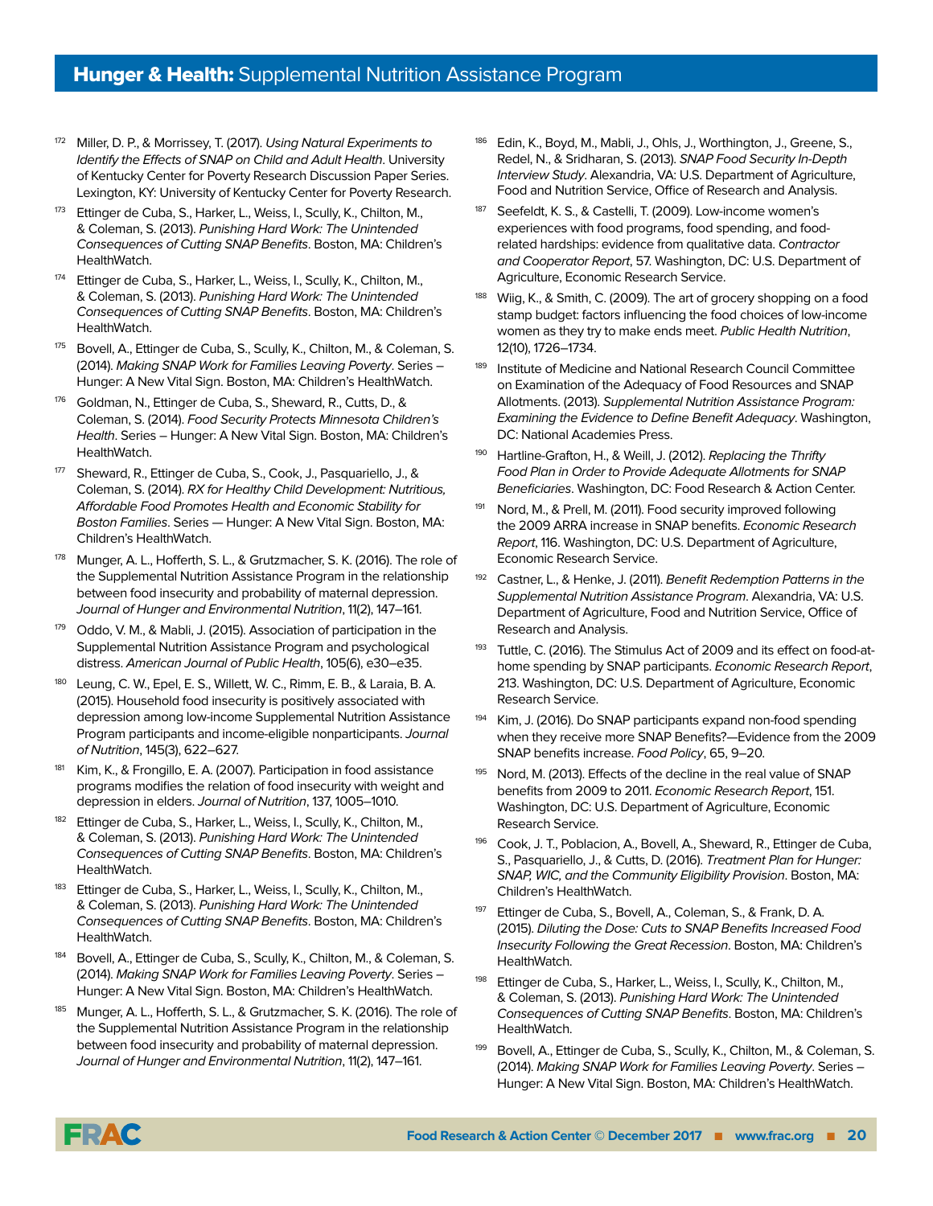[172] Miller, D. P., & Morrissey, T. (2017). *Using Natural Experiments to Identify the Effects of SNAP on Child and Adult Health*. University of Kentucky Center for Poverty Research Discussion Paper Series. Lexington, KY: University of Kentucky Center for Poverty Research.

[173] Ettinger de Cuba, S., Harker, L., Weiss, I., Scully, K., Chilton, M., & Coleman, S. (2013). *Punishing Hard Work: The Unintended Consequences of Cutting SNAP Benefits*. Boston, MA: Children's HealthWatch.

[174] Ettinger de Cuba, S., Harker, L., Weiss, I., Scully, K., Chilton, M., & Coleman, S. (2013). *Punishing Hard Work: The Unintended Consequences of Cutting SNAP Benefits*. Boston, MA: Children's HealthWatch.

[175] Bovell, A., Ettinger de Cuba, S., Scully, K., Chilton, M., & Coleman, S. (2014). *Making SNAP Work for Families Leaving Poverty*. Series – Hunger: A New Vital Sign. Boston, MA: Children's HealthWatch.

[176] Goldman, N., Ettinger de Cuba, S., Sheward, R., Cutts, D., & Coleman, S. (2014). *Food Security Protects Minnesota Children's Health*. Series – Hunger: A New Vital Sign. Boston, MA: Children's HealthWatch.

[177] Sheward, R., Ettinger de Cuba, S., Cook, J., Pasquariello, J., & Coleman, S. (2014). *RX for Healthy Child Development: Nutritious, Affordable Food Promotes Health and Economic Stability for Boston Families*. Series — Hunger: A New Vital Sign. Boston, MA: Children's HealthWatch.

[178] Munger, A. L., Hofferth, S. L., & Grutzmacher, S. K. (2016). The role of the Supplemental Nutrition Assistance Program in the relationship between food insecurity and probability of maternal depression. *Journal of Hunger and Environmental Nutrition*, 11(2), 147–161.

[179] Oddo, V. M., & Mabli, J. (2015). Association of participation in the Supplemental Nutrition Assistance Program and psychological distress. *American Journal of Public Health*, 105(6), e30–e35.

[180] Leung, C. W., Epel, E. S., Willett, W. C., Rimm, E. B., & Laraia, B. A. (2015). Household food insecurity is positively associated with depression among low-income Supplemental Nutrition Assistance Program participants and income-eligible nonparticipants. *Journal of Nutrition*, 145(3), 622–627.

[181] Kim, K., & Frongillo, E. A. (2007). Participation in food assistance programs modifies the relation of food insecurity with weight and depression in elders. *Journal of Nutrition*, 137, 1005–1010.

[182] Ettinger de Cuba, S., Harker, L., Weiss, I., Scully, K., Chilton, M., & Coleman, S. (2013). *Punishing Hard Work: The Unintended Consequences of Cutting SNAP Benefits*. Boston, MA: Children's HealthWatch.

[183] Ettinger de Cuba, S., Harker, L., Weiss, I., Scully, K., Chilton, M., & Coleman, S. (2013). *Punishing Hard Work: The Unintended Consequences of Cutting SNAP Benefits*. Boston, MA: Children's HealthWatch.

[184] Bovell, A., Ettinger de Cuba, S., Scully, K., Chilton, M., & Coleman, S. (2014). *Making SNAP Work for Families Leaving Poverty*. Series – Hunger: A New Vital Sign. Boston, MA: Children's HealthWatch.

[185] Munger, A. L., Hofferth, S. L., & Grutzmacher, S. K. (2016). The role of the Supplemental Nutrition Assistance Program in the relationship between food insecurity and probability of maternal depression. *Journal of Hunger and Environmental Nutrition*, 11(2), 147–161.

[186] Edin, K., Boyd, M., Mabli, J., Ohls, J., Worthington, J., Greene, S., Redel, N., & Sridharan, S. (2013). *SNAP Food Security In-Depth Interview Study*. Alexandria, VA: U.S. Department of Agriculture, Food and Nutrition Service, Office of Research and Analysis.

[187] Seefeldt, K. S., & Castelli, T. (2009). Low-income women's experiences with food programs, food spending, and food-related hardships: evidence from qualitative data. *Contractor and Cooperator Report*, 57. Washington, DC: U.S. Department of Agriculture, Economic Research Service.

[188] Wiig, K., & Smith, C. (2009). The art of grocery shopping on a food stamp budget: factors influencing the food choices of low-income women as they try to make ends meet. *Public Health Nutrition*, 12(10), 1726–1734.

[189] Institute of Medicine and National Research Council Committee on Examination of the Adequacy of Food Resources and SNAP Allotments. (2013). *Supplemental Nutrition Assistance Program: Examining the Evidence to Define Benefit Adequacy*. Washington, DC: National Academies Press.

[190] Hartline-Grafton, H., & Weill, J. (2012). *Replacing the Thrifty Food Plan in Order to Provide Adequate Allotments for SNAP Beneficiaries*. Washington, DC: Food Research & Action Center.

[191] Nord, M., & Prell, M. (2011). Food security improved following the 2009 ARRA increase in SNAP benefits. *Economic Research Report*, 116. Washington, DC: U.S. Department of Agriculture, Economic Research Service.

[192] Castner, L., & Henke, J. (2011). *Benefit Redemption Patterns in the Supplemental Nutrition Assistance Program*. Alexandria, VA: U.S. Department of Agriculture, Food and Nutrition Service, Office of Research and Analysis.

[193] Tuttle, C. (2016). The Stimulus Act of 2009 and its effect on food-at-home spending by SNAP participants. *Economic Research Report*, 213. Washington, DC: U.S. Department of Agriculture, Economic Research Service.

[194] Kim, J. (2016). Do SNAP participants expand non-food spending when they receive more SNAP Benefits?—Evidence from the 2009 SNAP benefits increase. *Food Policy*, 65, 9–20.

[195] Nord, M. (2013). Effects of the decline in the real value of SNAP benefits from 2009 to 2011. *Economic Research Report*, 151. Washington, DC: U.S. Department of Agriculture, Economic Research Service.

[196] Cook, J. T., Poblacion, A., Bovell, A., Sheward, R., Ettinger de Cuba, S., Pasquariello, J., & Cutts, D. (2016). *Treatment Plan for Hunger: SNAP, WIC, and the Community Eligibility Provision*. Boston, MA: Children's HealthWatch.

[197] Ettinger de Cuba, S., Bovell, A., Coleman, S., & Frank, D. A. (2015). *Diluting the Dose: Cuts to SNAP Benefits Increased Food Insecurity Following the Great Recession*. Boston, MA: Children's HealthWatch.

[198] Ettinger de Cuba, S., Harker, L., Weiss, I., Scully, K., Chilton, M., & Coleman, S. (2013). *Punishing Hard Work: The Unintended Consequences of Cutting SNAP Benefits*. Boston, MA: Children's HealthWatch.

[199] Bovell, A., Ettinger de Cuba, S., Scully, K., Chilton, M., & Coleman, S. (2014). *Making SNAP Work for Families Leaving Poverty*. Series – Hunger: A New Vital Sign. Boston, MA: Children's HealthWatch.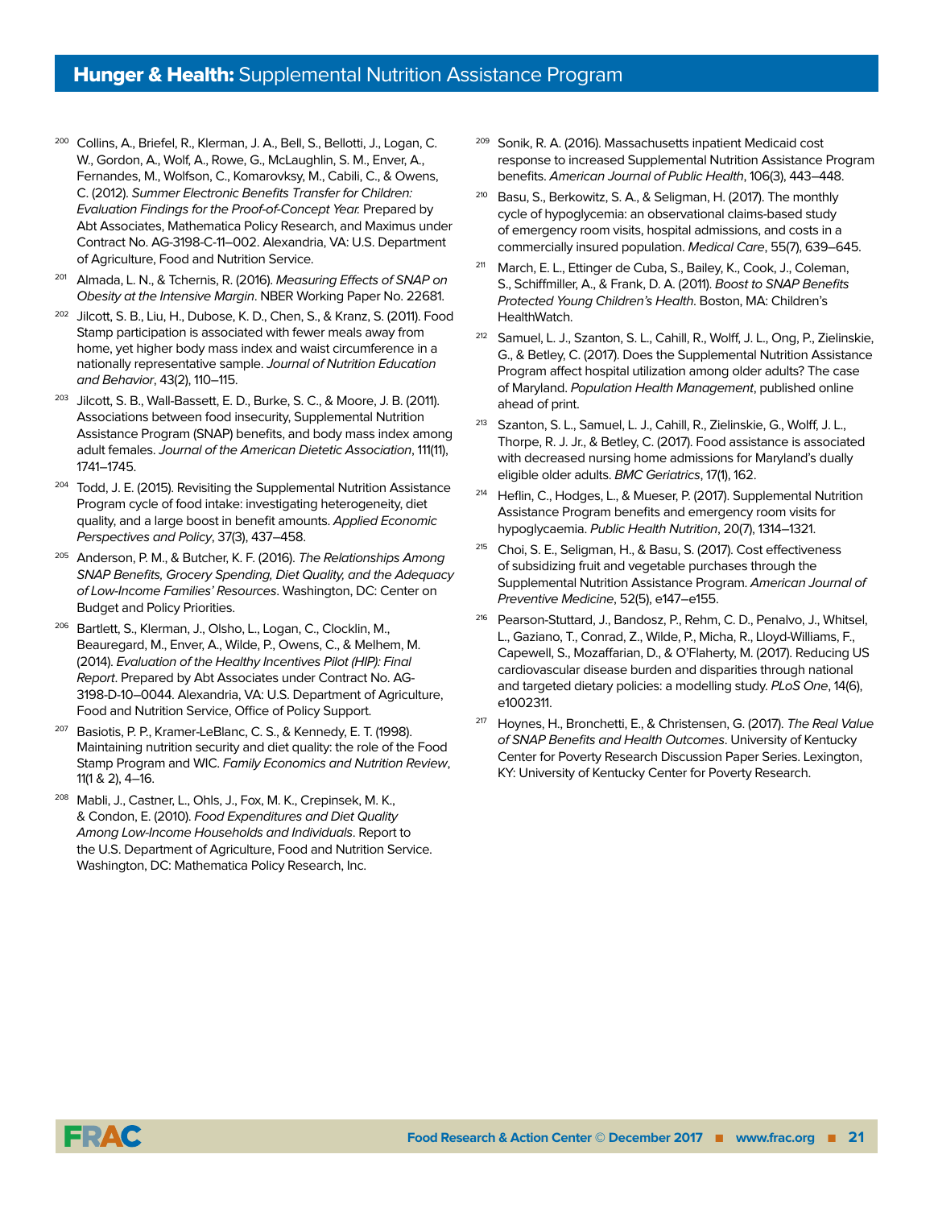[200] Collins, A., Briefel, R., Klerman, J. A., Bell, S., Bellotti, J., Logan, C. W., Gordon, A., Wolf, A., Rowe, G., McLaughlin, S. M., Enver, A., Fernandes, M., Wolfson, C., Komarovksy, M., Cabili, C., & Owens, C. (2012). *Summer Electronic Benefits Transfer for Children: Evaluation Findings for the Proof-of-Concept Year.* Prepared by Abt Associates, Mathematica Policy Research, and Maximus under Contract No. AG-3198-C-11–002. Alexandria, VA: U.S. Department of Agriculture, Food and Nutrition Service.

[201] Almada, L. N., & Tchernis, R. (2016). *Measuring Effects of SNAP on Obesity at the Intensive Margin*. NBER Working Paper No. 22681.

[202] Jilcott, S. B., Liu, H., Dubose, K. D., Chen, S., & Kranz, S. (2011). Food Stamp participation is associated with fewer meals away from home, yet higher body mass index and waist circumference in a nationally representative sample. *Journal of Nutrition Education and Behavior*, 43(2), 110–115.

[203] Jilcott, S. B., Wall-Bassett, E. D., Burke, S. C., & Moore, J. B. (2011). Associations between food insecurity, Supplemental Nutrition Assistance Program (SNAP) benefits, and body mass index among adult females. *Journal of the American Dietetic Association*, 111(11), 1741–1745.

[204] Todd, J. E. (2015). Revisiting the Supplemental Nutrition Assistance Program cycle of food intake: investigating heterogeneity, diet quality, and a large boost in benefit amounts. *Applied Economic Perspectives and Policy*, 37(3), 437–458.

[205] Anderson, P. M., & Butcher, K. F. (2016). *The Relationships Among SNAP Benefits, Grocery Spending, Diet Quality, and the Adequacy of Low-Income Families' Resources*. Washington, DC: Center on Budget and Policy Priorities.

[206] Bartlett, S., Klerman, J., Olsho, L., Logan, C., Clocklin, M., Beauregard, M., Enver, A., Wilde, P., Owens, C., & Melhem, M. (2014). *Evaluation of the Healthy Incentives Pilot (HIP): Final Report*. Prepared by Abt Associates under Contract No. AG-3198-D-10–0044. Alexandria, VA: U.S. Department of Agriculture, Food and Nutrition Service, Office of Policy Support.

[207] Basiotis, P. P., Kramer-LeBlanc, C. S., & Kennedy, E. T. (1998). Maintaining nutrition security and diet quality: the role of the Food Stamp Program and WIC. *Family Economics and Nutrition Review*, 11(1 & 2), 4–16.

[208] Mabli, J., Castner, L., Ohls, J., Fox, M. K., Crepinsek, M. K., & Condon, E. (2010). *Food Expenditures and Diet Quality Among Low-Income Households and Individuals*. Report to the U.S. Department of Agriculture, Food and Nutrition Service. Washington, DC: Mathematica Policy Research, Inc.

[209] Sonik, R. A. (2016). Massachusetts inpatient Medicaid cost response to increased Supplemental Nutrition Assistance Program benefits. *American Journal of Public Health*, 106(3), 443–448.

[210] Basu, S., Berkowitz, S. A., & Seligman, H. (2017). The monthly cycle of hypoglycemia: an observational claims-based study of emergency room visits, hospital admissions, and costs in a commercially insured population. *Medical Care*, 55(7), 639–645.

[211] March, E. L., Ettinger de Cuba, S., Bailey, K., Cook, J., Coleman, S., Schiffmiller, A., & Frank, D. A. (2011). *Boost to SNAP Benefits Protected Young Children's Health*. Boston, MA: Children's HealthWatch.

[212] Samuel, L. J., Szanton, S. L., Cahill, R., Wolff, J. L., Ong, P., Zielinskie, G., & Betley, C. (2017). Does the Supplemental Nutrition Assistance Program affect hospital utilization among older adults? The case of Maryland. *Population Health Management*, published online ahead of print.

[213] Szanton, S. L., Samuel, L. J., Cahill, R., Zielinskie, G., Wolff, J. L., Thorpe, R. J. Jr., & Betley, C. (2017). Food assistance is associated with decreased nursing home admissions for Maryland's dually eligible older adults. *BMC Geriatrics*, 17(1), 162.

[214] Heflin, C., Hodges, L., & Mueser, P. (2017). Supplemental Nutrition Assistance Program benefits and emergency room visits for hypoglycaemia. *Public Health Nutrition*, 20(7), 1314–1321.

[215] Choi, S. E., Seligman, H., & Basu, S. (2017). Cost effectiveness of subsidizing fruit and vegetable purchases through the Supplemental Nutrition Assistance Program. *American Journal of Preventive Medicine*, 52(5), e147–e155.

[216] Pearson-Stuttard, J., Bandosz, P., Rehm, C. D., Penalvo, J., Whitsel, L., Gaziano, T., Conrad, Z., Wilde, P., Micha, R., Lloyd-Williams, F., Capewell, S., Mozaffarian, D., & O'Flaherty, M. (2017). Reducing US cardiovascular disease burden and disparities through national and targeted dietary policies: a modelling study. *PLoS One*, 14(6), e1002311.

[217] Hoynes, H., Bronchetti, E., & Christensen, G. (2017). *The Real Value of SNAP Benefits and Health Outcomes*. University of Kentucky Center for Poverty Research Discussion Paper Series. Lexington, KY: University of Kentucky Center for Poverty Research.